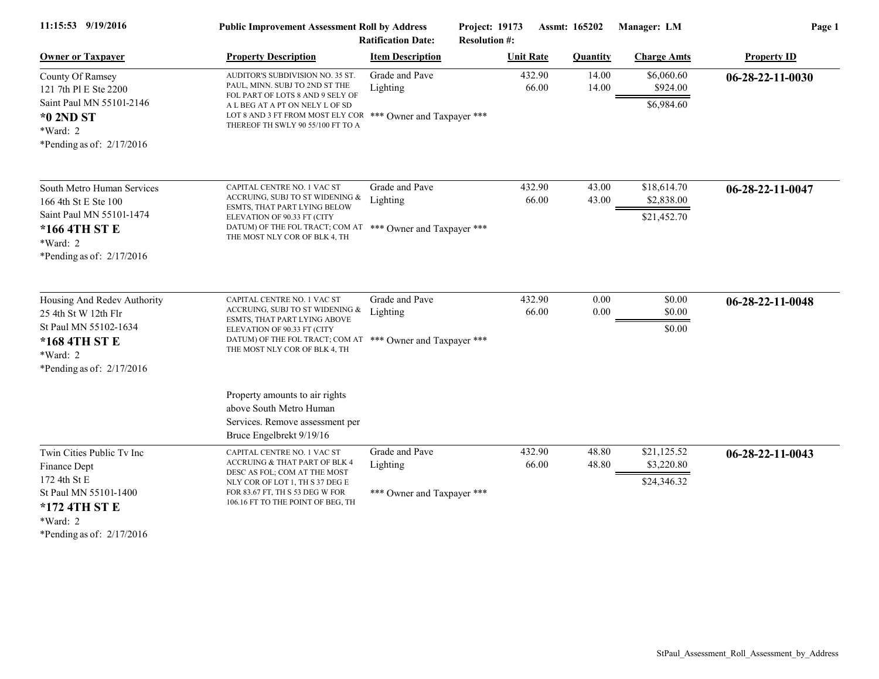**Public Improvement Assessment Roll by Address**

Project: 19173 Assmt: 165202 Manager: LM

Ratification Date: Resolution #:

11:15:53 9/19/2016

| Owner or Taxpayer | Property Description | Item Description | Unit Rate | Quantity | Charge Amts | Property ID |
|---|---|---|---|---|---|---|
| County Of Ramsey<br>121 7th Pl E Ste 2200<br>Saint Paul MN 55101-2146<br>**\*0 2ND ST**<br>\*Ward: 2<br>\*Pending as of: 2/17/2016 | AUDITOR'S SUBDIVISION NO. 35 ST. PAUL, MINN. SUBJ TO 2ND ST THE FOL PART OF LOTS 8 AND 9 SELY OF A L BEG AT A PT ON NELY L OF SD LOT 8 AND 3 FT FROM MOST ELY COR THEREOF TH SWLY 90 55/100 FT TO A | Grade and Pave<br>Lighting<br><br>\*\*\* Owner and Taxpayer \*\*\* | 432.90<br>66.00 | 14.00<br>14.00 | $6,060.60<br>$924.00<br><br>$6,984.60 | **06-28-22-11-0030** |
| South Metro Human Services<br>166 4th St E Ste 100<br>Saint Paul MN 55101-1474<br>**\*166 4TH ST E**<br>\*Ward: 2<br>\*Pending as of: 2/17/2016 | CAPITAL CENTRE NO. 1 VAC ST ACCRUING, SUBJ TO ST WIDENING & ESMTS, THAT PART LYING BELOW ELEVATION OF 90.33 FT (CITY DATUM) OF THE FOL TRACT; COM AT THE MOST NLY COR OF BLK 4, TH | Grade and Pave<br>Lighting<br><br>\*\*\* Owner and Taxpayer \*\*\* | 432.90<br>66.00 | 43.00<br>43.00 | $18,614.70<br>$2,838.00<br><br>$21,452.70 | **06-28-22-11-0047** |
| Housing And Redev Authority<br>25 4th St W 12th Flr<br>St Paul MN 55102-1634<br>**\*168 4TH ST E**<br>\*Ward: 2<br>\*Pending as of: 2/17/2016 | CAPITAL CENTRE NO. 1 VAC ST ACCRUING, SUBJ TO ST WIDENING & ESMTS, THAT PART LYING ABOVE ELEVATION OF 90.33 FT (CITY DATUM) OF THE FOL TRACT; COM AT THE MOST NLY COR OF BLK 4, TH<br><br>Property amounts to air rights above South Metro Human Services. Remove assessment per Bruce Engelbrekt 9/19/16 | Grade and Pave<br>Lighting<br><br>\*\*\* Owner and Taxpayer \*\*\* | 432.90<br>66.00 | 0.00<br>0.00 | $0.00<br>$0.00<br><br>$0.00 | **06-28-22-11-0048** |
| Twin Cities Public Tv Inc<br>Finance Dept<br>172 4th St E<br>St Paul MN 55101-1400<br>**\*172 4TH ST E**<br>\*Ward: 2<br>\*Pending as of: 2/17/2016 | CAPITAL CENTRE NO. 1 VAC ST ACCRUING & THAT PART OF BLK 4 DESC AS FOL; COM AT THE MOST NLY COR OF LOT 1, TH S 37 DEG E FOR 83.67 FT, TH S 53 DEG W FOR 106.16 FT TO THE POINT OF BEG, TH | Grade and Pave<br>Lighting<br><br>\*\*\* Owner and Taxpayer \*\*\* | 432.90<br>66.00 | 48.80<br>48.80 | $21,125.52<br>$3,220.80<br><br>$24,346.32 | **06-28-22-11-0043** |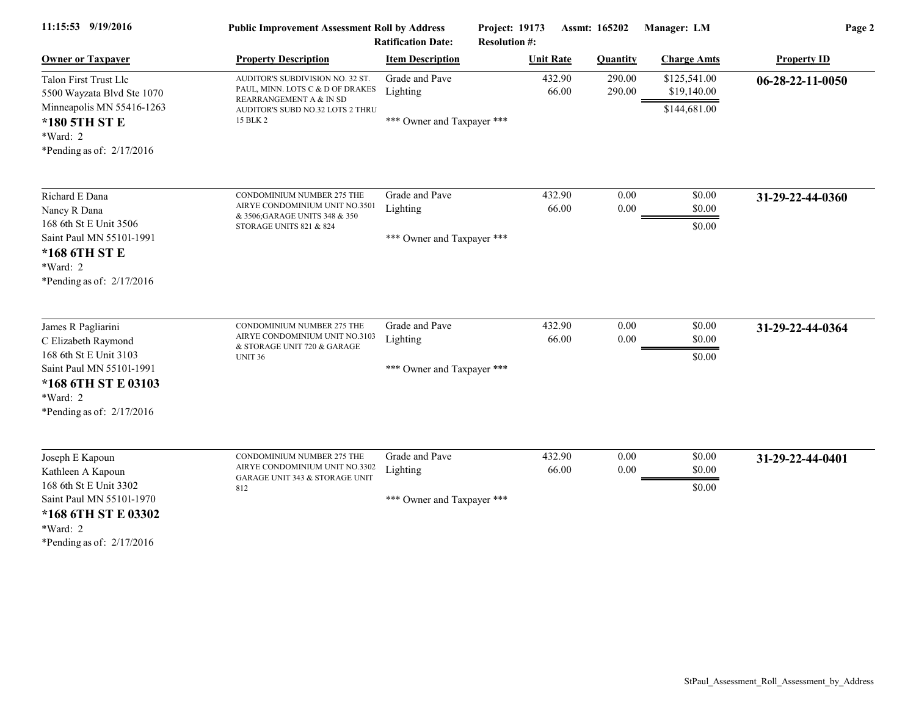**Public Improvement Assessment Roll by Address** — Project: 19173 — Assmt: 165202 — Manager: LM

Ratification Date: — Resolution #:

| Owner or Taxpayer | Property Description | Item Description | Unit Rate | Quantity | Charge Amts | Property ID |
|---|---|---|---|---|---|---|
| Talon First Trust Llc<br>5500 Wayzata Blvd Ste 1070<br>Minneapolis MN 55416-1263<br>**\*180 5TH ST E**<br>\*Ward: 2<br>\*Pending as of: 2/17/2016 | AUDITOR'S SUBDIVISION NO. 32 ST. PAUL, MINN. LOTS C & D OF DRAKES REARRANGEMENT A & IN SD AUDITOR'S SUBD NO.32 LOTS 2 THRU 15 BLK 2 | Grade and Pave<br>Lighting<br>\*\*\* Owner and Taxpayer \*\*\* | 432.90<br>66.00 | 290.00<br>290.00 | $125,541.00<br>$19,140.00<br>$144,681.00 | **06-28-22-11-0050** |
| Richard E Dana<br>Nancy R Dana<br>168 6th St E Unit 3506<br>Saint Paul MN 55101-1991<br>**\*168 6TH ST E**<br>\*Ward: 2<br>\*Pending as of: 2/17/2016 | CONDOMINIUM NUMBER 275 THE AIRYE CONDOMINIUM UNIT NO.3501 & 3506;GARAGE UNITS 348 & 350 STORAGE UNITS 821 & 824 | Grade and Pave<br>Lighting<br>\*\*\* Owner and Taxpayer \*\*\* | 432.90<br>66.00 | 0.00<br>0.00 | $0.00<br>$0.00<br>$0.00 | **31-29-22-44-0360** |
| James R Pagliarini<br>C Elizabeth Raymond<br>168 6th St E Unit 3103<br>Saint Paul MN 55101-1991<br>**\*168 6TH ST E 03103**<br>\*Ward: 2<br>\*Pending as of: 2/17/2016 | CONDOMINIUM NUMBER 275 THE AIRYE CONDOMINIUM UNIT NO.3103 & STORAGE UNIT 720 & GARAGE UNIT 36 | Grade and Pave<br>Lighting<br>\*\*\* Owner and Taxpayer \*\*\* | 432.90<br>66.00 | 0.00<br>0.00 | $0.00<br>$0.00<br>$0.00 | **31-29-22-44-0364** |
| Joseph E Kapoun<br>Kathleen A Kapoun<br>168 6th St E Unit 3302<br>Saint Paul MN 55101-1970<br>**\*168 6TH ST E 03302**<br>\*Ward: 2<br>\*Pending as of: 2/17/2016 | CONDOMINIUM NUMBER 275 THE AIRYE CONDOMINIUM UNIT NO.3302 GARAGE UNIT 343 & STORAGE UNIT 812 | Grade and Pave<br>Lighting<br>\*\*\* Owner and Taxpayer \*\*\* | 432.90<br>66.00 | 0.00<br>0.00 | $0.00<br>$0.00<br>$0.00 | **31-29-22-44-0401** |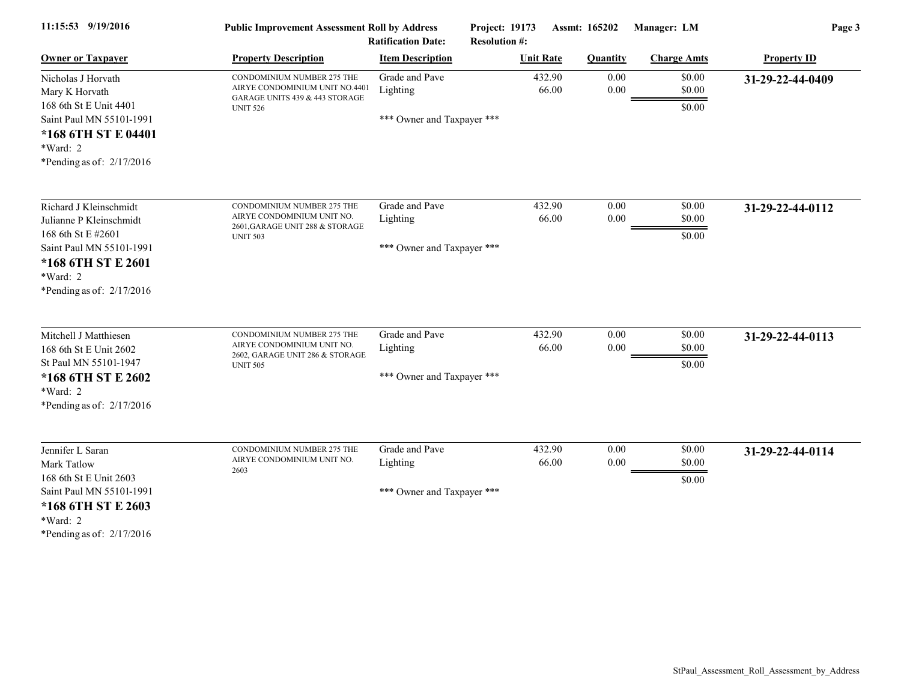Public Improvement Assessment Roll by Address

Ratification Date:

Project: 19173 Assmt: 165202 Manager: LM

Resolution #:

| Owner or Taxpayer | Property Description | Item Description | Unit Rate | Quantity | Charge Amts | Property ID |
|---|---|---|---|---|---|---|
| Nicholas J Horvath<br>Mary K Horvath<br>168 6th St E Unit 4401<br>Saint Paul MN 55101-1991<br>**\*168 6TH ST E 04401**<br>\*Ward: 2<br>\*Pending as of: 2/17/2016 | CONDOMINIUM NUMBER 275 THE AIRYE CONDOMINIUM UNIT NO.4401 GARAGE UNITS 439 & 443 STORAGE UNIT 526 | Grade and Pave<br>Lighting<br><br>\*\*\* Owner and Taxpayer \*\*\* | 432.90<br>66.00 | 0.00<br>0.00 | \$0.00<br>\$0.00<br>\$0.00 | **31-29-22-44-0409** |
| Richard J Kleinschmidt<br>Julianne P Kleinschmidt<br>168 6th St E #2601<br>Saint Paul MN 55101-1991<br>**\*168 6TH ST E 2601**<br>\*Ward: 2<br>\*Pending as of: 2/17/2016 | CONDOMINIUM NUMBER 275 THE AIRYE CONDOMINIUM UNIT NO. 2601,GARAGE UNIT 288 & STORAGE UNIT 503 | Grade and Pave<br>Lighting<br><br>\*\*\* Owner and Taxpayer \*\*\* | 432.90<br>66.00 | 0.00<br>0.00 | \$0.00<br>\$0.00<br>\$0.00 | **31-29-22-44-0112** |
| Mitchell J Matthiesen<br>168 6th St E Unit 2602<br>St Paul MN 55101-1947<br>**\*168 6TH ST E 2602**<br>\*Ward: 2<br>\*Pending as of: 2/17/2016 | CONDOMINIUM NUMBER 275 THE AIRYE CONDOMINIUM UNIT NO. 2602, GARAGE UNIT 286 & STORAGE UNIT 505 | Grade and Pave<br>Lighting<br><br>\*\*\* Owner and Taxpayer \*\*\* | 432.90<br>66.00 | 0.00<br>0.00 | \$0.00<br>\$0.00<br>\$0.00 | **31-29-22-44-0113** |
| Jennifer L Saran<br>Mark Tatlow<br>168 6th St E Unit 2603<br>Saint Paul MN 55101-1991<br>**\*168 6TH ST E 2603**<br>\*Ward: 2<br>\*Pending as of: 2/17/2016 | CONDOMINIUM NUMBER 275 THE AIRYE CONDOMINIUM UNIT NO. 2603 | Grade and Pave<br>Lighting<br><br>\*\*\* Owner and Taxpayer \*\*\* | 432.90<br>66.00 | 0.00<br>0.00 | \$0.00<br>\$0.00<br>\$0.00 | **31-29-22-44-0114** |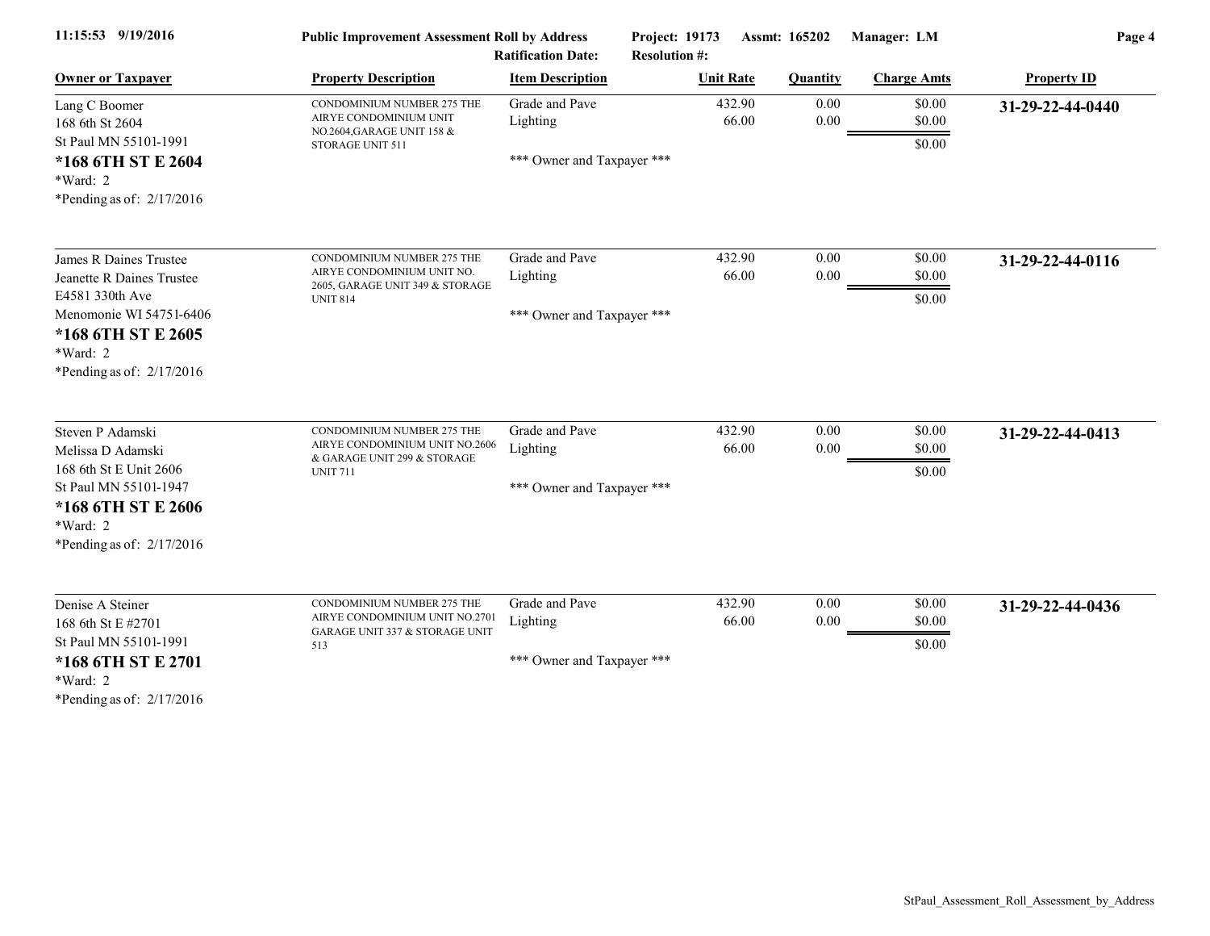**Public Improvement Assessment Roll by Address**

Project: 19173 Assmt: 165202 Manager: LM

Ratification Date: Resolution #:

| Owner or Taxpayer | Property Description | Item Description | Unit Rate | Quantity | Charge Amts | Property ID |
|---|---|---|---|---|---|---|
| Lang C Boomer<br>168 6th St 2604<br>St Paul MN 55101-1991<br>**\*168 6TH ST E 2604**<br>\*Ward: 2<br>\*Pending as of: 2/17/2016 | CONDOMINIUM NUMBER 275 THE AIRYE CONDOMINIUM UNIT NO.2604,GARAGE UNIT 158 & STORAGE UNIT 511 | Grade and Pave<br>Lighting<br>\*\*\* Owner and Taxpayer \*\*\* | 432.90<br>66.00 | 0.00<br>0.00 | \$0.00<br>\$0.00<br>\$0.00 | **31-29-22-44-0440** |
| James R Daines Trustee<br>Jeanette R Daines Trustee<br>E4581 330th Ave<br>Menomonie WI 54751-6406<br>**\*168 6TH ST E 2605**<br>\*Ward: 2<br>\*Pending as of: 2/17/2016 | CONDOMINIUM NUMBER 275 THE AIRYE CONDOMINIUM UNIT NO. 2605, GARAGE UNIT 349 & STORAGE UNIT 814 | Grade and Pave<br>Lighting<br>\*\*\* Owner and Taxpayer \*\*\* | 432.90<br>66.00 | 0.00<br>0.00 | \$0.00<br>\$0.00<br>\$0.00 | **31-29-22-44-0116** |
| Steven P Adamski<br>Melissa D Adamski<br>168 6th St E Unit 2606<br>St Paul MN 55101-1947<br>**\*168 6TH ST E 2606**<br>\*Ward: 2<br>\*Pending as of: 2/17/2016 | CONDOMINIUM NUMBER 275 THE AIRYE CONDOMINIUM UNIT NO.2606 & GARAGE UNIT 299 & STORAGE UNIT 711 | Grade and Pave<br>Lighting<br>\*\*\* Owner and Taxpayer \*\*\* | 432.90<br>66.00 | 0.00<br>0.00 | \$0.00<br>\$0.00<br>\$0.00 | **31-29-22-44-0413** |
| Denise A Steiner<br>168 6th St E #2701<br>St Paul MN 55101-1991<br>**\*168 6TH ST E 2701**<br>\*Ward: 2<br>\*Pending as of: 2/17/2016 | CONDOMINIUM NUMBER 275 THE AIRYE CONDOMINIUM UNIT NO.2701 GARAGE UNIT 337 & STORAGE UNIT 513 | Grade and Pave<br>Lighting<br>\*\*\* Owner and Taxpayer \*\*\* | 432.90<br>66.00 | 0.00<br>0.00 | \$0.00<br>\$0.00<br>\$0.00 | **31-29-22-44-0436** |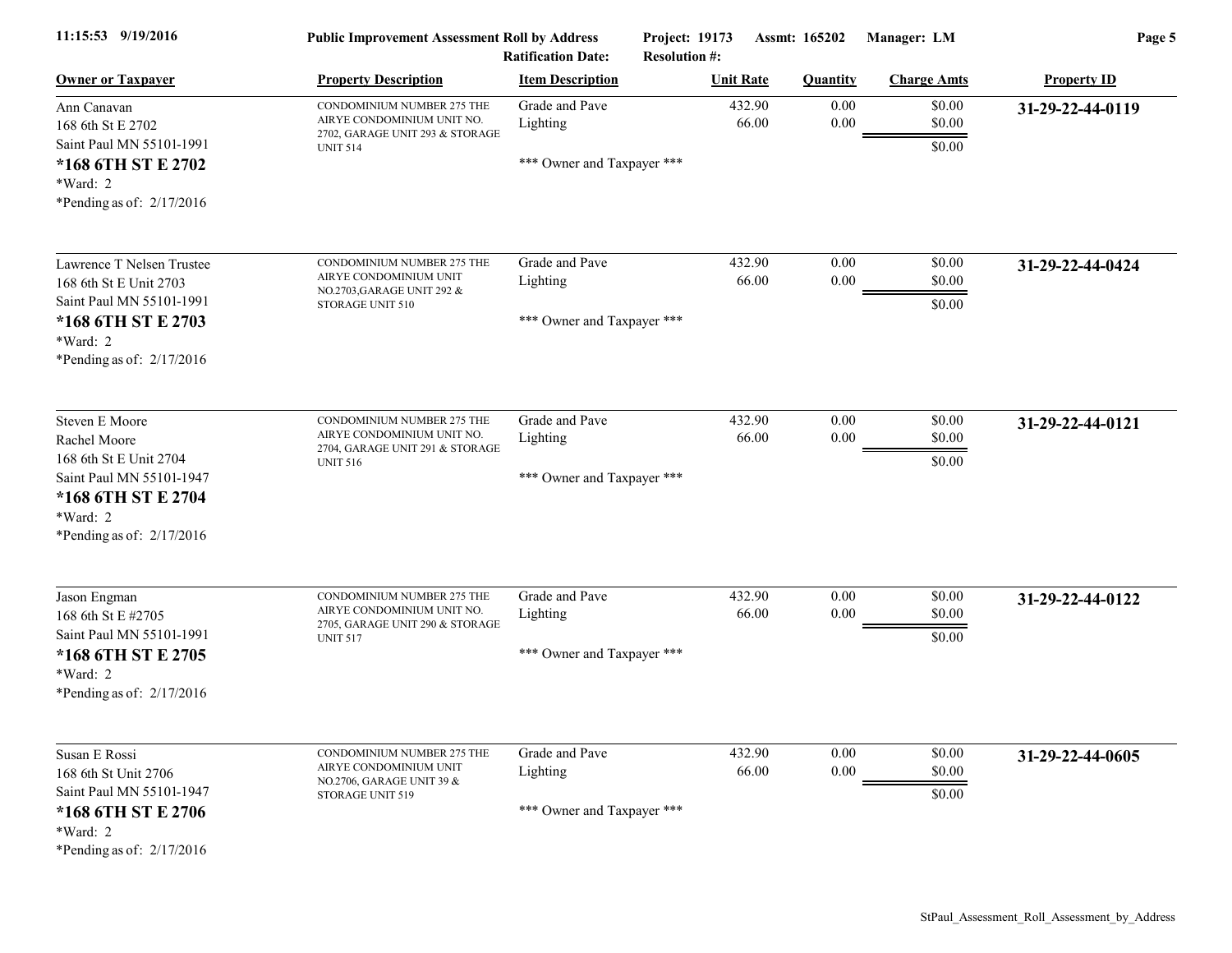| Owner or Taxpayer | Property Description | Item Description | Unit Rate | Quantity | Charge Amts | Property ID |
|---|---|---|---|---|---|---|
| Ann Canavan<br>168 6th St E 2702<br>Saint Paul MN 55101-1991<br>**\*168 6TH ST E 2702**<br>\*Ward: 2<br>\*Pending as of: 2/17/2016 | CONDOMINIUM NUMBER 275 THE AIRYE CONDOMINIUM UNIT NO. 2702, GARAGE UNIT 293 & STORAGE UNIT 514 | Grade and Pave<br>Lighting<br><br>\*\*\* Owner and Taxpayer \*\*\* | 432.90<br>66.00 | 0.00<br>0.00 | $0.00<br>$0.00<br>$0.00 | **31-29-22-44-0119** |
| Lawrence T Nelsen Trustee<br>168 6th St E Unit 2703<br>Saint Paul MN 55101-1991<br>**\*168 6TH ST E 2703**<br>\*Ward: 2<br>\*Pending as of: 2/17/2016 | CONDOMINIUM NUMBER 275 THE AIRYE CONDOMINIUM UNIT NO.2703,GARAGE UNIT 292 & STORAGE UNIT 510 | Grade and Pave<br>Lighting<br><br>\*\*\* Owner and Taxpayer \*\*\* | 432.90<br>66.00 | 0.00<br>0.00 | $0.00<br>$0.00<br>$0.00 | **31-29-22-44-0424** |
| Steven E Moore<br>Rachel Moore<br>168 6th St E Unit 2704<br>Saint Paul MN 55101-1947<br>**\*168 6TH ST E 2704**<br>\*Ward: 2<br>\*Pending as of: 2/17/2016 | CONDOMINIUM NUMBER 275 THE AIRYE CONDOMINIUM UNIT NO. 2704, GARAGE UNIT 291 & STORAGE UNIT 516 | Grade and Pave<br>Lighting<br><br>\*\*\* Owner and Taxpayer \*\*\* | 432.90<br>66.00 | 0.00<br>0.00 | $0.00<br>$0.00<br>$0.00 | **31-29-22-44-0121** |
| Jason Engman<br>168 6th St E #2705<br>Saint Paul MN 55101-1991<br>**\*168 6TH ST E 2705**<br>\*Ward: 2<br>\*Pending as of: 2/17/2016 | CONDOMINIUM NUMBER 275 THE AIRYE CONDOMINIUM UNIT NO. 2705, GARAGE UNIT 290 & STORAGE UNIT 517 | Grade and Pave<br>Lighting<br><br>\*\*\* Owner and Taxpayer \*\*\* | 432.90<br>66.00 | 0.00<br>0.00 | $0.00<br>$0.00<br>$0.00 | **31-29-22-44-0122** |
| Susan E Rossi<br>168 6th St Unit 2706<br>Saint Paul MN 55101-1947<br>**\*168 6TH ST E 2706**<br>\*Ward: 2<br>\*Pending as of: 2/17/2016 | CONDOMINIUM NUMBER 275 THE AIRYE CONDOMINIUM UNIT NO.2706, GARAGE UNIT 39 & STORAGE UNIT 519 | Grade and Pave<br>Lighting<br><br>\*\*\* Owner and Taxpayer \*\*\* | 432.90<br>66.00 | 0.00<br>0.00 | $0.00<br>$0.00<br>$0.00 | **31-29-22-44-0605** |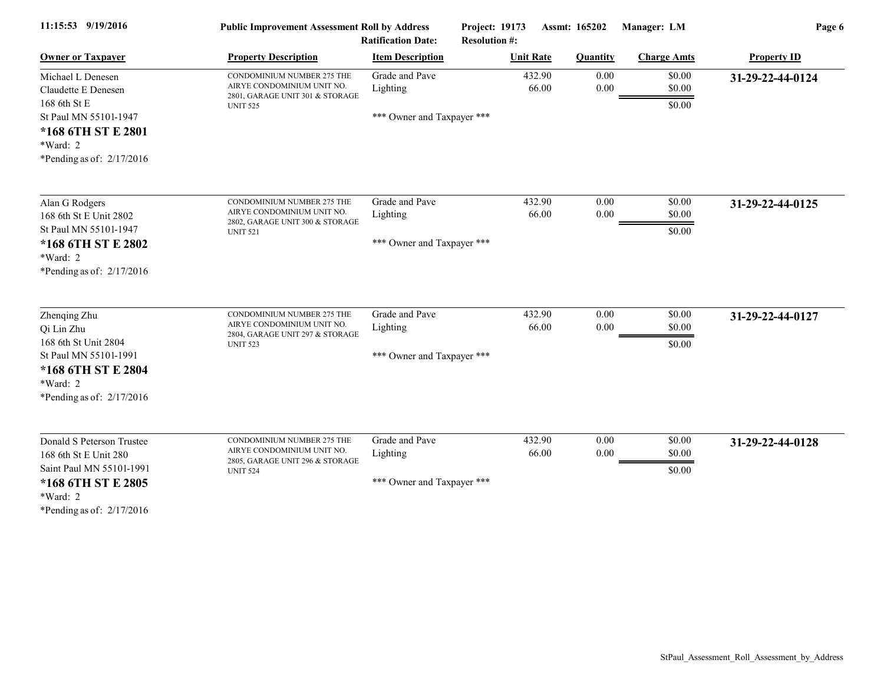11:15:53 9/19/2016 **Public Improvement Assessment Roll by Address** **Project: 19173** **Assmt: 165202** **Manager: LM**

**Ratification Date:** **Resolution #:**

| Owner or Taxpayer | Property Description | Item Description | Unit Rate | Quantity | Charge Amts | Property ID |
|---|---|---|---|---|---|---|
| Michael L Denesen<br>Claudette E Denesen<br>168 6th St E<br>St Paul MN 55101-1947<br>**\*168 6TH ST E 2801**<br>\*Ward: 2<br>\*Pending as of: 2/17/2016 | CONDOMINIUM NUMBER 275 THE AIRYE CONDOMINIUM UNIT NO. 2801, GARAGE UNIT 301 & STORAGE UNIT 525 | Grade and Pave<br>Lighting<br><br>\*\*\* Owner and Taxpayer \*\*\* | 432.90<br>66.00 | 0.00<br>0.00 | $0.00<br>$0.00<br>$0.00 | **31-29-22-44-0124** |
| Alan G Rodgers<br>168 6th St E Unit 2802<br>St Paul MN 55101-1947<br>**\*168 6TH ST E 2802**<br>\*Ward: 2<br>\*Pending as of: 2/17/2016 | CONDOMINIUM NUMBER 275 THE AIRYE CONDOMINIUM UNIT NO. 2802, GARAGE UNIT 300 & STORAGE UNIT 521 | Grade and Pave<br>Lighting<br><br>\*\*\* Owner and Taxpayer \*\*\* | 432.90<br>66.00 | 0.00<br>0.00 | $0.00<br>$0.00<br>$0.00 | **31-29-22-44-0125** |
| Zhenqing Zhu<br>Qi Lin Zhu<br>168 6th St Unit 2804<br>St Paul MN 55101-1991<br>**\*168 6TH ST E 2804**<br>\*Ward: 2<br>\*Pending as of: 2/17/2016 | CONDOMINIUM NUMBER 275 THE AIRYE CONDOMINIUM UNIT NO. 2804, GARAGE UNIT 297 & STORAGE UNIT 523 | Grade and Pave<br>Lighting<br><br>\*\*\* Owner and Taxpayer \*\*\* | 432.90<br>66.00 | 0.00<br>0.00 | $0.00<br>$0.00<br>$0.00 | **31-29-22-44-0127** |
| Donald S Peterson Trustee<br>168 6th St E Unit 280<br>Saint Paul MN 55101-1991<br>**\*168 6TH ST E 2805**<br>\*Ward: 2<br>\*Pending as of: 2/17/2016 | CONDOMINIUM NUMBER 275 THE AIRYE CONDOMINIUM UNIT NO. 2805, GARAGE UNIT 296 & STORAGE UNIT 524 | Grade and Pave<br>Lighting<br><br>\*\*\* Owner and Taxpayer \*\*\* | 432.90<br>66.00 | 0.00<br>0.00 | $0.00<br>$0.00<br>$0.00 | **31-29-22-44-0128** |

StPaul_Assessment_Roll_Assessment_by_Address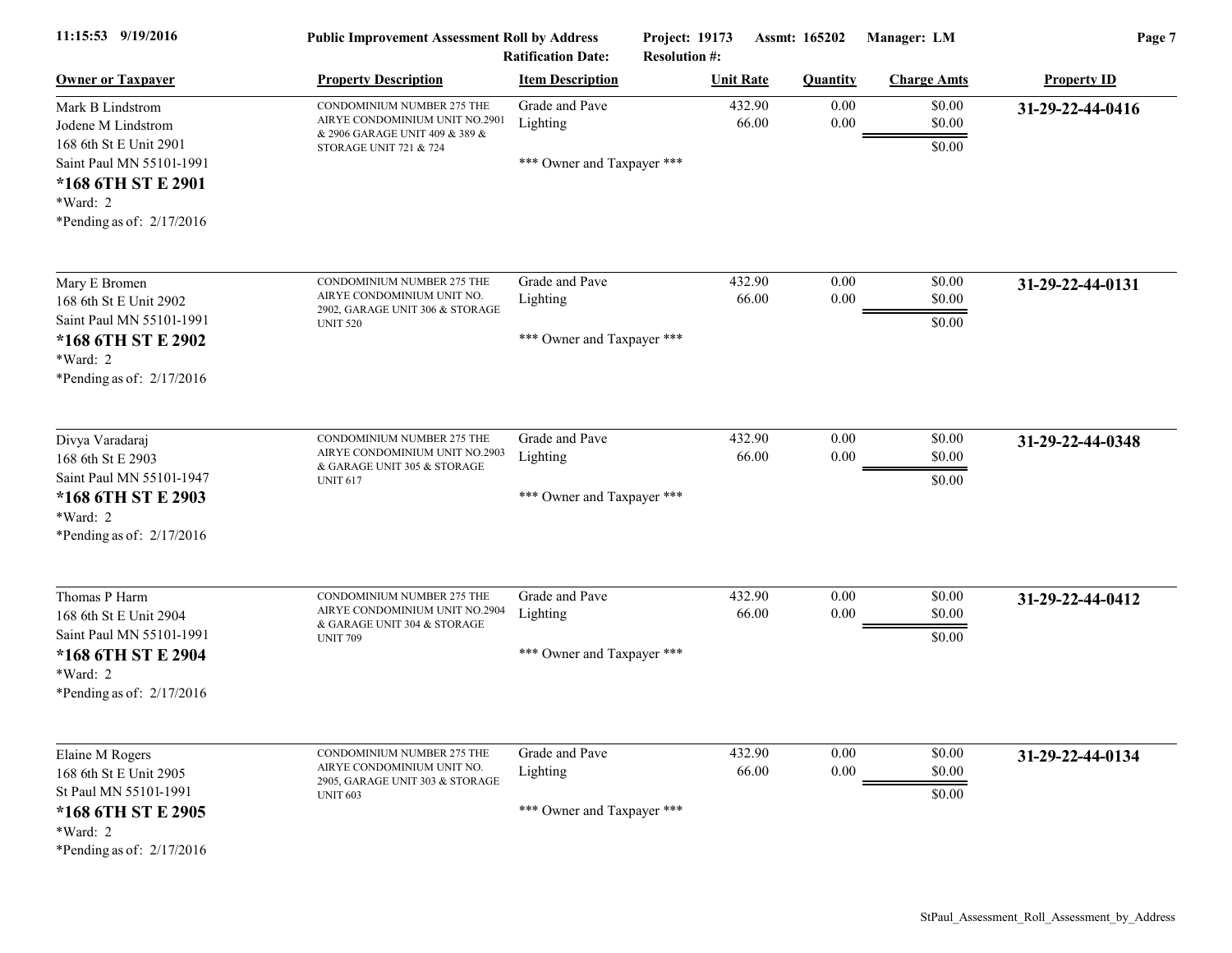| Owner or Taxpayer | Property Description | Item Description | Unit Rate | Quantity | Charge Amts | Property ID |
|---|---|---|---|---|---|---|
| Mark B Lindstrom<br>Jodene M Lindstrom<br>168 6th St E Unit 2901<br>Saint Paul MN 55101-1991<br>**\*168 6TH ST E 2901**<br>\*Ward: 2<br>\*Pending as of: 2/17/2016 | CONDOMINIUM NUMBER 275 THE AIRYE CONDOMINIUM UNIT NO.2901 & 2906 GARAGE UNIT 409 & 389 & STORAGE UNIT 721 & 724 | Grade and Pave<br>Lighting<br><br>\*\*\* Owner and Taxpayer \*\*\* | 432.90<br>66.00 | 0.00<br>0.00 | \$0.00<br>\$0.00<br>\$0.00 | **31-29-22-44-0416** |
| Mary E Bromen<br>168 6th St E Unit 2902<br>Saint Paul MN 55101-1991<br>**\*168 6TH ST E 2902**<br>\*Ward: 2<br>\*Pending as of: 2/17/2016 | CONDOMINIUM NUMBER 275 THE AIRYE CONDOMINIUM UNIT NO. 2902, GARAGE UNIT 306 & STORAGE UNIT 520 | Grade and Pave<br>Lighting<br><br>\*\*\* Owner and Taxpayer \*\*\* | 432.90<br>66.00 | 0.00<br>0.00 | \$0.00<br>\$0.00<br>\$0.00 | **31-29-22-44-0131** |
| Divya Varadaraj<br>168 6th St E 2903<br>Saint Paul MN 55101-1947<br>**\*168 6TH ST E 2903**<br>\*Ward: 2<br>\*Pending as of: 2/17/2016 | CONDOMINIUM NUMBER 275 THE AIRYE CONDOMINIUM UNIT NO.2903 & GARAGE UNIT 305 & STORAGE UNIT 617 | Grade and Pave<br>Lighting<br><br>\*\*\* Owner and Taxpayer \*\*\* | 432.90<br>66.00 | 0.00<br>0.00 | \$0.00<br>\$0.00<br>\$0.00 | **31-29-22-44-0348** |
| Thomas P Harm<br>168 6th St E Unit 2904<br>Saint Paul MN 55101-1991<br>**\*168 6TH ST E 2904**<br>\*Ward: 2<br>\*Pending as of: 2/17/2016 | CONDOMINIUM NUMBER 275 THE AIRYE CONDOMINIUM UNIT NO.2904 & GARAGE UNIT 304 & STORAGE UNIT 709 | Grade and Pave<br>Lighting<br><br>\*\*\* Owner and Taxpayer \*\*\* | 432.90<br>66.00 | 0.00<br>0.00 | \$0.00<br>\$0.00<br>\$0.00 | **31-29-22-44-0412** |
| Elaine M Rogers<br>168 6th St E Unit 2905<br>St Paul MN 55101-1991<br>**\*168 6TH ST E 2905**<br>\*Ward: 2<br>\*Pending as of: 2/17/2016 | CONDOMINIUM NUMBER 275 THE AIRYE CONDOMINIUM UNIT NO. 2905, GARAGE UNIT 303 & STORAGE UNIT 603 | Grade and Pave<br>Lighting<br><br>\*\*\* Owner and Taxpayer \*\*\* | 432.90<br>66.00 | 0.00<br>0.00 | \$0.00<br>\$0.00<br>\$0.00 | **31-29-22-44-0134** |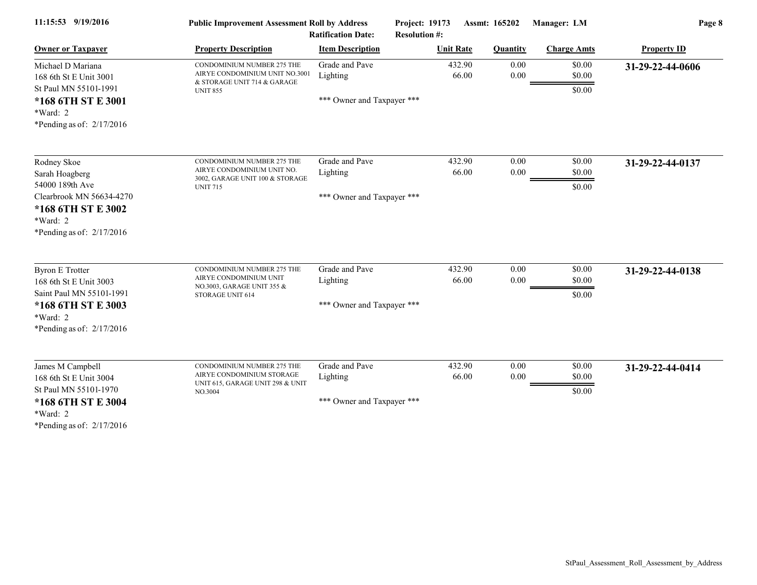**Public Improvement Assessment Roll by Address** — Project: 19173 — Assmt: 165202 — Manager: LM

Ratification Date: — Resolution #:

| Owner or Taxpayer | Property Description | Item Description | Unit Rate | Quantity | Charge Amts | Property ID |
|---|---|---|---|---|---|---|
| Michael D Mariana<br>168 6th St E Unit 3001<br>St Paul MN 55101-1991<br>**\*168 6TH ST E 3001**<br>\*Ward: 2<br>\*Pending as of: 2/17/2016 | CONDOMINIUM NUMBER 275 THE AIRYE CONDOMINIUM UNIT NO.3001 & STORAGE UNIT 714 & GARAGE UNIT 855 | Grade and Pave<br>Lighting<br><br>\*\*\* Owner and Taxpayer \*\*\* | 432.90<br>66.00 | 0.00<br>0.00 | $0.00<br>$0.00<br>$0.00 | **31-29-22-44-0606** |
| Rodney Skoe<br>Sarah Hoagberg<br>54000 189th Ave<br>Clearbrook MN 56634-4270<br>**\*168 6TH ST E 3002**<br>\*Ward: 2<br>\*Pending as of: 2/17/2016 | CONDOMINIUM NUMBER 275 THE AIRYE CONDOMINIUM UNIT NO. 3002, GARAGE UNIT 100 & STORAGE UNIT 715 | Grade and Pave<br>Lighting<br><br>\*\*\* Owner and Taxpayer \*\*\* | 432.90<br>66.00 | 0.00<br>0.00 | $0.00<br>$0.00<br>$0.00 | **31-29-22-44-0137** |
| Byron E Trotter<br>168 6th St E Unit 3003<br>Saint Paul MN 55101-1991<br>**\*168 6TH ST E 3003**<br>\*Ward: 2<br>\*Pending as of: 2/17/2016 | CONDOMINIUM NUMBER 275 THE AIRYE CONDOMINIUM UNIT NO.3003, GARAGE UNIT 355 & STORAGE UNIT 614 | Grade and Pave<br>Lighting<br><br>\*\*\* Owner and Taxpayer \*\*\* | 432.90<br>66.00 | 0.00<br>0.00 | $0.00<br>$0.00<br>$0.00 | **31-29-22-44-0138** |
| James M Campbell<br>168 6th St E Unit 3004<br>St Paul MN 55101-1970<br>**\*168 6TH ST E 3004**<br>\*Ward: 2<br>\*Pending as of: 2/17/2016 | CONDOMINIUM NUMBER 275 THE AIRYE CONDOMINIUM STORAGE UNIT 615, GARAGE UNIT 298 & UNIT NO.3004 | Grade and Pave<br>Lighting<br><br>\*\*\* Owner and Taxpayer \*\*\* | 432.90<br>66.00 | 0.00<br>0.00 | $0.00<br>$0.00<br>$0.00 | **31-29-22-44-0414** |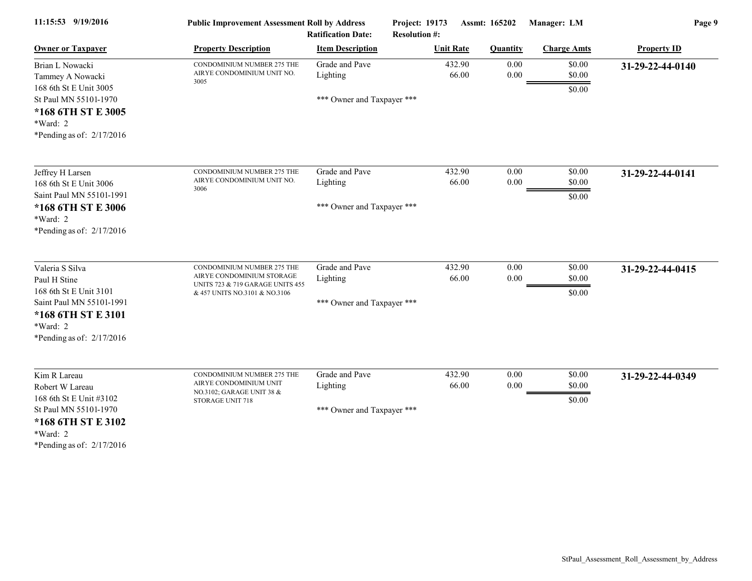**Public Improvement Assessment Roll by Address** | Project: 19173 | Assmt: 165202 | Manager: LM
Ratification Date: | Resolution #:

| Owner or Taxpayer | Property Description | Item Description | Unit Rate | Quantity | Charge Amts | Property ID |
|---|---|---|---|---|---|---|
| Brian L Nowacki<br>Tammey A Nowacki<br>168 6th St E Unit 3005<br>St Paul MN 55101-1970<br>**\*168 6TH ST E 3005**<br>\*Ward: 2<br>\*Pending as of: 2/17/2016 | CONDOMINIUM NUMBER 275 THE AIRYE CONDOMINIUM UNIT NO. 3005 | Grade and Pave<br>Lighting<br><br>\*\*\* Owner and Taxpayer \*\*\* | 432.90<br>66.00 | 0.00<br>0.00 | \$0.00<br>\$0.00<br>\$0.00 | **31-29-22-44-0140** |
| Jeffrey H Larsen<br>168 6th St E Unit 3006<br>Saint Paul MN 55101-1991<br>**\*168 6TH ST E 3006**<br>\*Ward: 2<br>\*Pending as of: 2/17/2016 | CONDOMINIUM NUMBER 275 THE AIRYE CONDOMINIUM UNIT NO. 3006 | Grade and Pave<br>Lighting<br><br>\*\*\* Owner and Taxpayer \*\*\* | 432.90<br>66.00 | 0.00<br>0.00 | \$0.00<br>\$0.00<br>\$0.00 | **31-29-22-44-0141** |
| Valeria S Silva<br>Paul H Stine<br>168 6th St E Unit 3101<br>Saint Paul MN 55101-1991<br>**\*168 6TH ST E 3101**<br>\*Ward: 2<br>\*Pending as of: 2/17/2016 | CONDOMINIUM NUMBER 275 THE AIRYE CONDOMINIUM STORAGE UNITS 723 & 719 GARAGE UNITS 455 & 457 UNITS NO.3101 & NO.3106 | Grade and Pave<br>Lighting<br><br>\*\*\* Owner and Taxpayer \*\*\* | 432.90<br>66.00 | 0.00<br>0.00 | \$0.00<br>\$0.00<br>\$0.00 | **31-29-22-44-0415** |
| Kim R Lareau<br>Robert W Lareau<br>168 6th St E Unit #3102<br>St Paul MN 55101-1970<br>**\*168 6TH ST E 3102**<br>\*Ward: 2<br>\*Pending as of: 2/17/2016 | CONDOMINIUM NUMBER 275 THE AIRYE CONDOMINIUM UNIT NO.3102; GARAGE UNIT 38 & STORAGE UNIT 718 | Grade and Pave<br>Lighting<br><br>\*\*\* Owner and Taxpayer \*\*\* | 432.90<br>66.00 | 0.00<br>0.00 | \$0.00<br>\$0.00<br>\$0.00 | **31-29-22-44-0349** |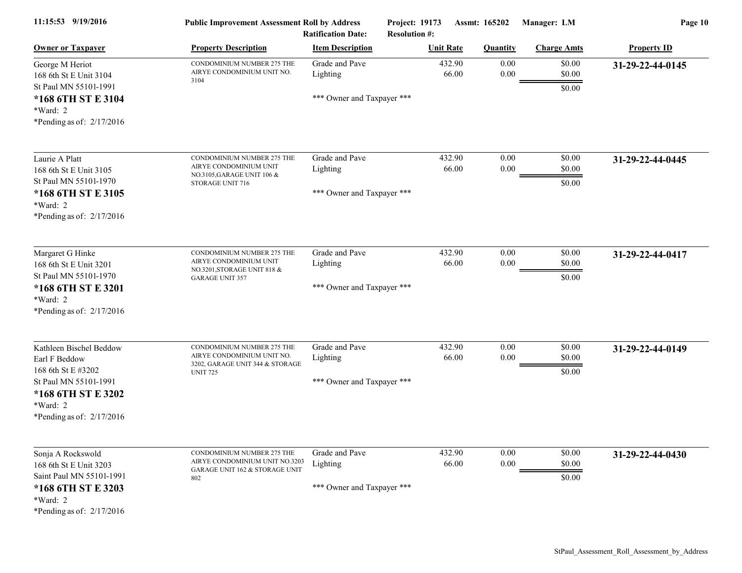**Public Improvement Assessment Roll by Address**
**Project: 19173 Assmt: 165202 Manager: LM**
**Ratification Date: Resolution #:**

| Owner or Taxpayer | Property Description | Item Description | Unit Rate | Quantity | Charge Amts | Property ID |
|---|---|---|---|---|---|---|
| George M Heriot<br>168 6th St E Unit 3104<br>St Paul MN 55101-1991<br>**\*168 6TH ST E 3104**<br>\*Ward: 2<br>\*Pending as of: 2/17/2016 | CONDOMINIUM NUMBER 275 THE AIRYE CONDOMINIUM UNIT NO. 3104 | Grade and Pave<br>Lighting<br><br>\*\*\* Owner and Taxpayer \*\*\* | 432.90<br>66.00 | 0.00<br>0.00 | \$0.00<br>\$0.00<br>\$0.00 | **31-29-22-44-0145** |
| Laurie A Platt<br>168 6th St E Unit 3105<br>St Paul MN 55101-1970<br>**\*168 6TH ST E 3105**<br>\*Ward: 2<br>\*Pending as of: 2/17/2016 | CONDOMINIUM NUMBER 275 THE AIRYE CONDOMINIUM UNIT NO.3105,GARAGE UNIT 106 & STORAGE UNIT 716 | Grade and Pave<br>Lighting<br><br>\*\*\* Owner and Taxpayer \*\*\* | 432.90<br>66.00 | 0.00<br>0.00 | \$0.00<br>\$0.00<br>\$0.00 | **31-29-22-44-0445** |
| Margaret G Hinke<br>168 6th St E Unit 3201<br>St Paul MN 55101-1970<br>**\*168 6TH ST E 3201**<br>\*Ward: 2<br>\*Pending as of: 2/17/2016 | CONDOMINIUM NUMBER 275 THE AIRYE CONDOMINIUM UNIT NO.3201,STORAGE UNIT 818 & GARAGE UNIT 357 | Grade and Pave<br>Lighting<br><br>\*\*\* Owner and Taxpayer \*\*\* | 432.90<br>66.00 | 0.00<br>0.00 | \$0.00<br>\$0.00<br>\$0.00 | **31-29-22-44-0417** |
| Kathleen Bischel Beddow<br>Earl F Beddow<br>168 6th St E #3202<br>St Paul MN 55101-1991<br>**\*168 6TH ST E 3202**<br>\*Ward: 2<br>\*Pending as of: 2/17/2016 | CONDOMINIUM NUMBER 275 THE AIRYE CONDOMINIUM UNIT NO. 3202, GARAGE UNIT 344 & STORAGE UNIT 725 | Grade and Pave<br>Lighting<br><br>\*\*\* Owner and Taxpayer \*\*\* | 432.90<br>66.00 | 0.00<br>0.00 | \$0.00<br>\$0.00<br>\$0.00 | **31-29-22-44-0149** |
| Sonja A Rockswold<br>168 6th St E Unit 3203<br>Saint Paul MN 55101-1991<br>**\*168 6TH ST E 3203**<br>\*Ward: 2<br>\*Pending as of: 2/17/2016 | CONDOMINIUM NUMBER 275 THE AIRYE CONDOMINIUM UNIT NO.3203 GARAGE UNIT 162 & STORAGE UNIT 802 | Grade and Pave<br>Lighting<br><br>\*\*\* Owner and Taxpayer \*\*\* | 432.90<br>66.00 | 0.00<br>0.00 | \$0.00<br>\$0.00<br>\$0.00 | **31-29-22-44-0430** |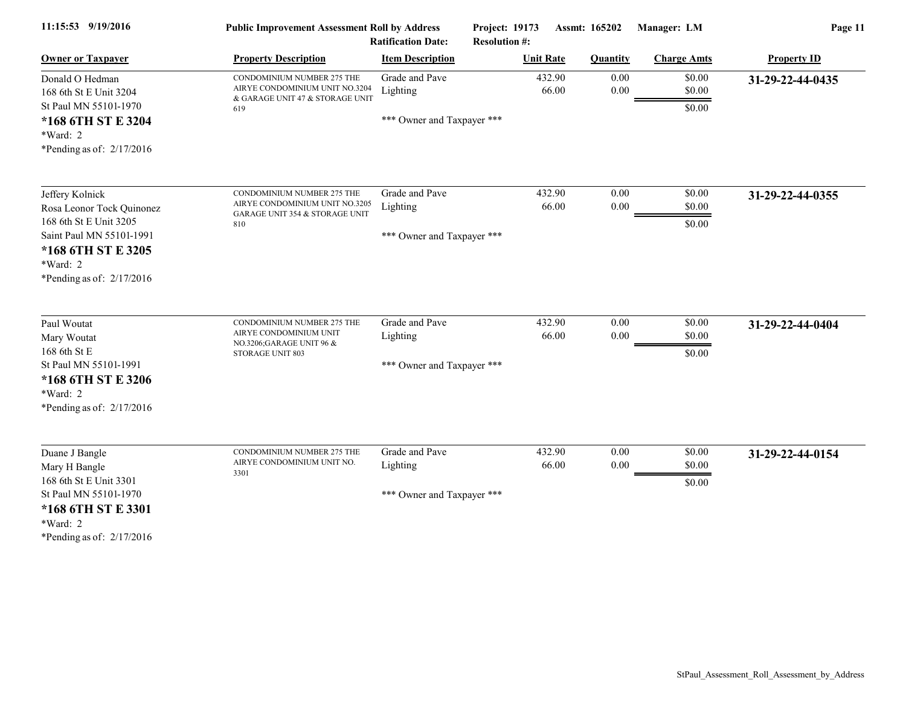Public Improvement Assessment Roll by Address

Ratification Date:

Project: 19173 Assmt: 165202 Manager: LM

Resolution #:

| Owner or Taxpayer | Property Description | Item Description | Unit Rate | Quantity | Charge Amts | Property ID |
|---|---|---|---|---|---|---|
| Donald O Hedman<br>168 6th St E Unit 3204<br>St Paul MN 55101-1970<br>**\*168 6TH ST E 3204**<br>\*Ward: 2<br>\*Pending as of: 2/17/2016 | CONDOMINIUM NUMBER 275 THE AIRYE CONDOMINIUM UNIT NO.3204 & GARAGE UNIT 47 & STORAGE UNIT 619 | Grade and Pave<br>Lighting<br><br>\*\*\* Owner and Taxpayer \*\*\* | 432.90<br>66.00 | 0.00<br>0.00 | \$0.00<br>\$0.00<br>\$0.00 | **31-29-22-44-0435** |
| Jeffery Kolnick<br>Rosa Leonor Tock Quinonez<br>168 6th St E Unit 3205<br>Saint Paul MN 55101-1991<br>**\*168 6TH ST E 3205**<br>\*Ward: 2<br>\*Pending as of: 2/17/2016 | CONDOMINIUM NUMBER 275 THE AIRYE CONDOMINIUM UNIT NO.3205 GARAGE UNIT 354 & STORAGE UNIT 810 | Grade and Pave<br>Lighting<br><br>\*\*\* Owner and Taxpayer \*\*\* | 432.90<br>66.00 | 0.00<br>0.00 | \$0.00<br>\$0.00<br>\$0.00 | **31-29-22-44-0355** |
| Paul Woutat<br>Mary Woutat<br>168 6th St E<br>St Paul MN 55101-1991<br>**\*168 6TH ST E 3206**<br>\*Ward: 2<br>\*Pending as of: 2/17/2016 | CONDOMINIUM NUMBER 275 THE AIRYE CONDOMINIUM UNIT NO.3206;GARAGE UNIT 96 & STORAGE UNIT 803 | Grade and Pave<br>Lighting<br><br>\*\*\* Owner and Taxpayer \*\*\* | 432.90<br>66.00 | 0.00<br>0.00 | \$0.00<br>\$0.00<br>\$0.00 | **31-29-22-44-0404** |
| Duane J Bangle<br>Mary H Bangle<br>168 6th St E Unit 3301<br>St Paul MN 55101-1970<br>**\*168 6TH ST E 3301**<br>\*Ward: 2<br>\*Pending as of: 2/17/2016 | CONDOMINIUM NUMBER 275 THE AIRYE CONDOMINIUM UNIT NO. 3301 | Grade and Pave<br>Lighting<br><br>\*\*\* Owner and Taxpayer \*\*\* | 432.90<br>66.00 | 0.00<br>0.00 | \$0.00<br>\$0.00<br>\$0.00 | **31-29-22-44-0154** |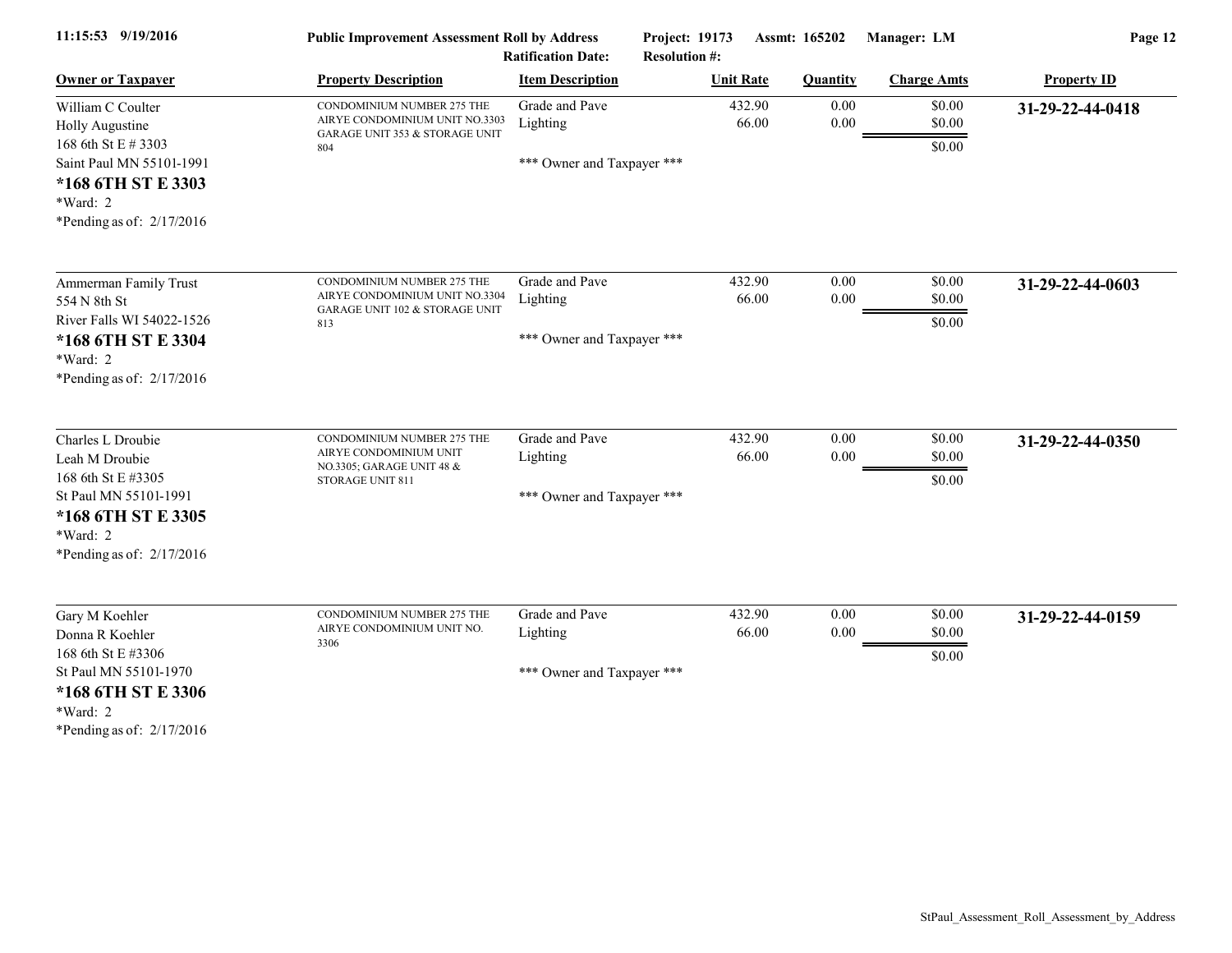Public Improvement Assessment Roll by Address | Ratification Date: | Project: 19173 | Resolution #: | Assmt: 165202 | Manager: LM

| Owner or Taxpayer | Property Description | Item Description | Unit Rate | Quantity | Charge Amts | Property ID |
|---|---|---|---|---|---|---|
| William C Coulter<br>Holly Augustine<br>168 6th St E # 3303<br>Saint Paul MN 55101-1991<br>**\*168 6TH ST E 3303**<br>\*Ward: 2<br>\*Pending as of: 2/17/2016 | CONDOMINIUM NUMBER 275 THE AIRYE CONDOMINIUM UNIT NO.3303 GARAGE UNIT 353 & STORAGE UNIT 804 | Grade and Pave<br>Lighting<br><br>\*\*\* Owner and Taxpayer \*\*\* | 432.90<br>66.00 | 0.00<br>0.00 | $0.00<br>$0.00<br>$0.00 | **31-29-22-44-0418** |
| Ammerman Family Trust<br>554 N 8th St<br>River Falls WI 54022-1526<br>**\*168 6TH ST E 3304**<br>\*Ward: 2<br>\*Pending as of: 2/17/2016 | CONDOMINIUM NUMBER 275 THE AIRYE CONDOMINIUM UNIT NO.3304 GARAGE UNIT 102 & STORAGE UNIT 813 | Grade and Pave<br>Lighting<br><br>\*\*\* Owner and Taxpayer \*\*\* | 432.90<br>66.00 | 0.00<br>0.00 | $0.00<br>$0.00<br>$0.00 | **31-29-22-44-0603** |
| Charles L Droubie<br>Leah M Droubie<br>168 6th St E #3305<br>St Paul MN 55101-1991<br>**\*168 6TH ST E 3305**<br>\*Ward: 2<br>\*Pending as of: 2/17/2016 | CONDOMINIUM NUMBER 275 THE AIRYE CONDOMINIUM UNIT NO.3305; GARAGE UNIT 48 & STORAGE UNIT 811 | Grade and Pave<br>Lighting<br><br>\*\*\* Owner and Taxpayer \*\*\* | 432.90<br>66.00 | 0.00<br>0.00 | $0.00<br>$0.00<br>$0.00 | **31-29-22-44-0350** |
| Gary M Koehler<br>Donna R Koehler<br>168 6th St E #3306<br>St Paul MN 55101-1970<br>**\*168 6TH ST E 3306**<br>\*Ward: 2<br>\*Pending as of: 2/17/2016 | CONDOMINIUM NUMBER 275 THE AIRYE CONDOMINIUM UNIT NO. 3306 | Grade and Pave<br>Lighting<br><br>\*\*\* Owner and Taxpayer \*\*\* | 432.90<br>66.00 | 0.00<br>0.00 | $0.00<br>$0.00<br>$0.00 | **31-29-22-44-0159** |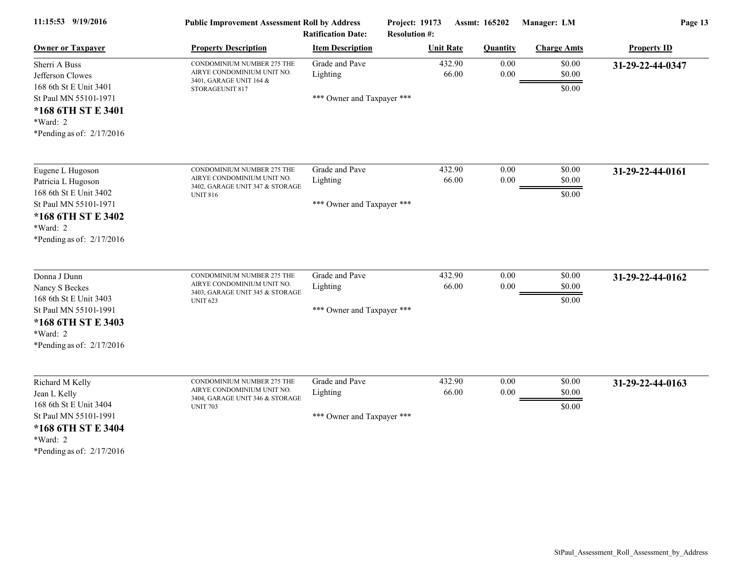**11:15:53 9/19/2016** | **Public Improvement Assessment Roll by Address** | **Project: 19173** | **Assmt: 165202** | **Manager: LM**

**Ratification Date:** | **Resolution #:**

| Owner or Taxpayer | Property Description | Item Description | Unit Rate | Quantity | Charge Amts | Property ID |
|---|---|---|---|---|---|---|
| Sherri A Buss<br>Jefferson Clowes<br>168 6th St E Unit 3401<br>St Paul MN 55101-1971<br>**\*168 6TH ST E 3401**<br>\*Ward: 2<br>\*Pending as of: 2/17/2016 | CONDOMINIUM NUMBER 275 THE AIRYE CONDOMINIUM UNIT NO. 3401, GARAGE UNIT 164 & STORAGEUNIT 817 | Grade and Pave<br>Lighting<br><br>\*\*\* Owner and Taxpayer \*\*\* | 432.90<br>66.00 | 0.00<br>0.00 | $0.00<br>$0.00<br>$0.00 | **31-29-22-44-0347** |
| Eugene L Hugoson<br>Patricia L Hugoson<br>168 6th St E Unit 3402<br>St Paul MN 55101-1971<br>**\*168 6TH ST E 3402**<br>\*Ward: 2<br>\*Pending as of: 2/17/2016 | CONDOMINIUM NUMBER 275 THE AIRYE CONDOMINIUM UNIT NO. 3402, GARAGE UNIT 347 & STORAGE UNIT 816 | Grade and Pave<br>Lighting<br><br>\*\*\* Owner and Taxpayer \*\*\* | 432.90<br>66.00 | 0.00<br>0.00 | $0.00<br>$0.00<br>$0.00 | **31-29-22-44-0161** |
| Donna J Dunn<br>Nancy S Beckes<br>168 6th St E Unit 3403<br>St Paul MN 55101-1991<br>**\*168 6TH ST E 3403**<br>\*Ward: 2<br>\*Pending as of: 2/17/2016 | CONDOMINIUM NUMBER 275 THE AIRYE CONDOMINIUM UNIT NO. 3403, GARAGE UNIT 345 & STORAGE UNIT 623 | Grade and Pave<br>Lighting<br><br>\*\*\* Owner and Taxpayer \*\*\* | 432.90<br>66.00 | 0.00<br>0.00 | $0.00<br>$0.00<br>$0.00 | **31-29-22-44-0162** |
| Richard M Kelly<br>Jean L Kelly<br>168 6th St E Unit 3404<br>St Paul MN 55101-1991<br>**\*168 6TH ST E 3404**<br>\*Ward: 2<br>\*Pending as of: 2/17/2016 | CONDOMINIUM NUMBER 275 THE AIRYE CONDOMINIUM UNIT NO. 3404, GARAGE UNIT 346 & STORAGE UNIT 703 | Grade and Pave<br>Lighting<br><br>\*\*\* Owner and Taxpayer \*\*\* | 432.90<br>66.00 | 0.00<br>0.00 | $0.00<br>$0.00<br>$0.00 | **31-29-22-44-0163** |

StPaul_Assessment_Roll_Assessment_by_Address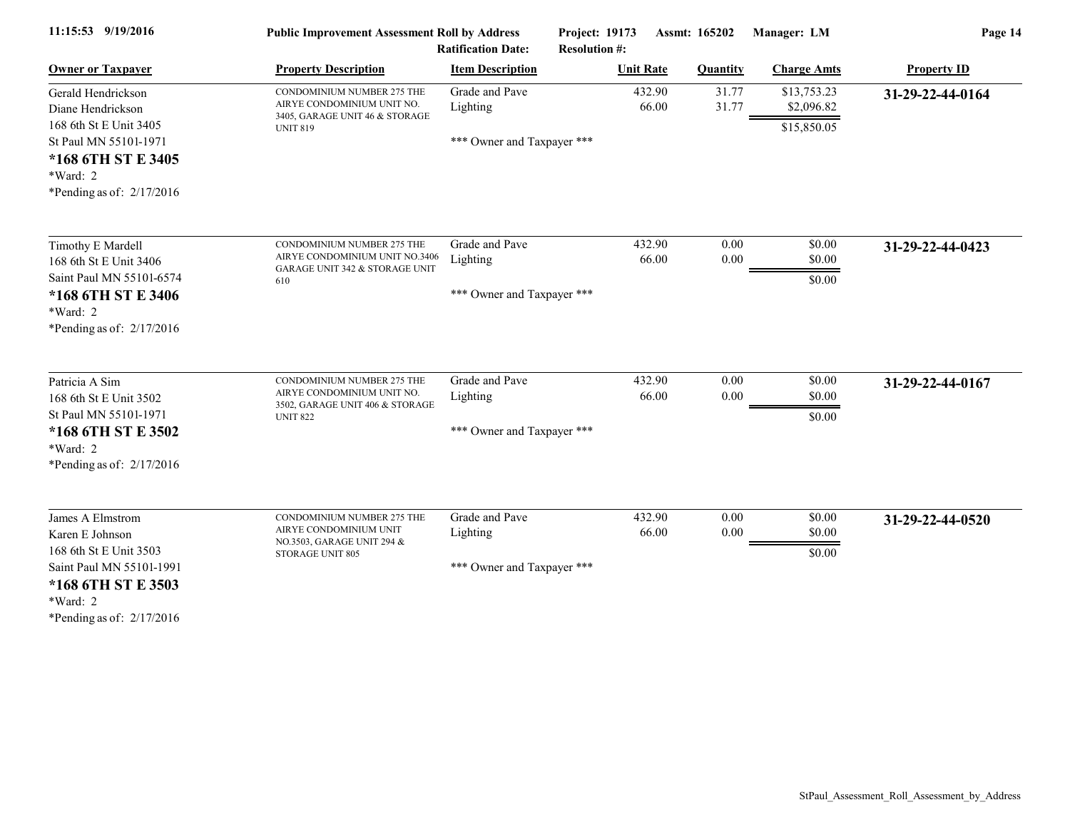**Public Improvement Assessment Roll by Address**
Ratification Date: | Resolution #: | Project: 19173 | Assmt: 165202 | Manager: LM

| Owner or Taxpayer | Property Description | Item Description | Unit Rate | Quantity | Charge Amts | Property ID |
|---|---|---|---|---|---|---|
| Gerald Hendrickson<br>Diane Hendrickson<br>168 6th St E Unit 3405<br>St Paul MN 55101-1971<br>**\*168 6TH ST E 3405**<br>\*Ward: 2<br>\*Pending as of: 2/17/2016 | CONDOMINIUM NUMBER 275 THE AIRYE CONDOMINIUM UNIT NO. 3405, GARAGE UNIT 46 & STORAGE UNIT 819 | Grade and Pave<br>Lighting<br><br>\*\*\* Owner and Taxpayer \*\*\* | 432.90<br>66.00 | 31.77<br>31.77 | $13,753.23<br>$2,096.82<br>$15,850.05 | **31-29-22-44-0164** |
| Timothy E Mardell<br>168 6th St E Unit 3406<br>Saint Paul MN 55101-6574<br>**\*168 6TH ST E 3406**<br>\*Ward: 2<br>\*Pending as of: 2/17/2016 | CONDOMINIUM NUMBER 275 THE AIRYE CONDOMINIUM UNIT NO.3406 GARAGE UNIT 342 & STORAGE UNIT 610 | Grade and Pave<br>Lighting<br><br>\*\*\* Owner and Taxpayer \*\*\* | 432.90<br>66.00 | 0.00<br>0.00 | $0.00<br>$0.00<br>$0.00 | **31-29-22-44-0423** |
| Patricia A Sim<br>168 6th St E Unit 3502<br>St Paul MN 55101-1971<br>**\*168 6TH ST E 3502**<br>\*Ward: 2<br>\*Pending as of: 2/17/2016 | CONDOMINIUM NUMBER 275 THE AIRYE CONDOMINIUM UNIT NO. 3502, GARAGE UNIT 406 & STORAGE UNIT 822 | Grade and Pave<br>Lighting<br><br>\*\*\* Owner and Taxpayer \*\*\* | 432.90<br>66.00 | 0.00<br>0.00 | $0.00<br>$0.00<br>$0.00 | **31-29-22-44-0167** |
| James A Elmstrom<br>Karen E Johnson<br>168 6th St E Unit 3503<br>Saint Paul MN 55101-1991<br>**\*168 6TH ST E 3503**<br>\*Ward: 2<br>\*Pending as of: 2/17/2016 | CONDOMINIUM NUMBER 275 THE AIRYE CONDOMINIUM UNIT NO.3503, GARAGE UNIT 294 & STORAGE UNIT 805 | Grade and Pave<br>Lighting<br><br>\*\*\* Owner and Taxpayer \*\*\* | 432.90<br>66.00 | 0.00<br>0.00 | $0.00<br>$0.00<br>$0.00 | **31-29-22-44-0520** |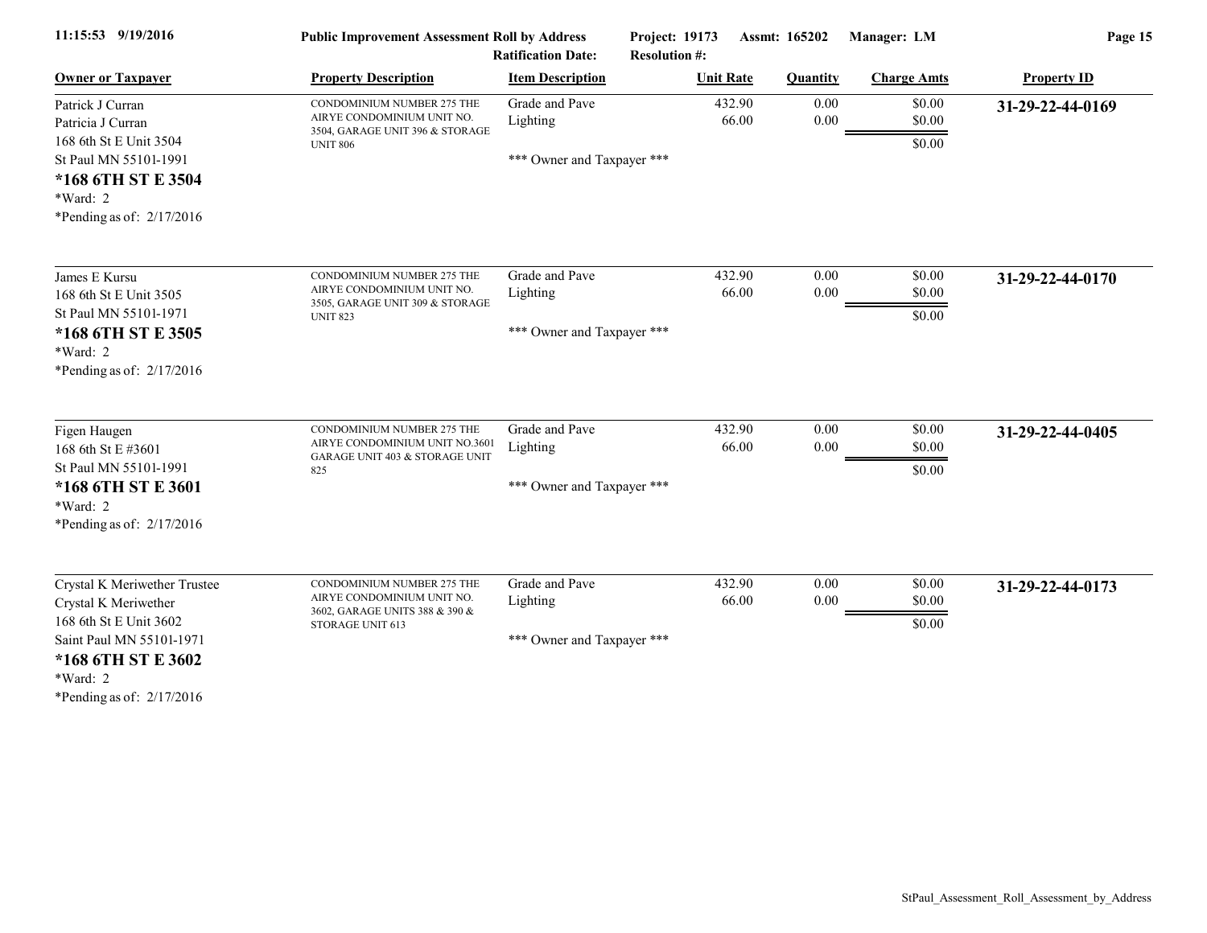**Public Improvement Assessment Roll by Address**
Ratification Date:
Project: 19173 Assmt: 165202 Manager: LM
Resolution #:

| Owner or Taxpayer | Property Description | Item Description | Unit Rate | Quantity | Charge Amts | Property ID |
|---|---|---|---|---|---|---|
| Patrick J Curran<br>Patricia J Curran<br>168 6th St E Unit 3504<br>St Paul MN 55101-1991<br>**\*168 6TH ST E 3504**<br>\*Ward: 2<br>\*Pending as of: 2/17/2016 | CONDOMINIUM NUMBER 275 THE AIRYE CONDOMINIUM UNIT NO. 3504, GARAGE UNIT 396 & STORAGE UNIT 806 | Grade and Pave<br>Lighting<br><br>\*\*\* Owner and Taxpayer \*\*\* | 432.90<br>66.00 | 0.00<br>0.00 | \$0.00<br>\$0.00<br>\$0.00 | **31-29-22-44-0169** |
| James E Kursu<br>168 6th St E Unit 3505<br>St Paul MN 55101-1971<br>**\*168 6TH ST E 3505**<br>\*Ward: 2<br>\*Pending as of: 2/17/2016 | CONDOMINIUM NUMBER 275 THE AIRYE CONDOMINIUM UNIT NO. 3505, GARAGE UNIT 309 & STORAGE UNIT 823 | Grade and Pave<br>Lighting<br><br>\*\*\* Owner and Taxpayer \*\*\* | 432.90<br>66.00 | 0.00<br>0.00 | \$0.00<br>\$0.00<br>\$0.00 | **31-29-22-44-0170** |
| Figen Haugen<br>168 6th St E #3601<br>St Paul MN 55101-1991<br>**\*168 6TH ST E 3601**<br>\*Ward: 2<br>\*Pending as of: 2/17/2016 | CONDOMINIUM NUMBER 275 THE AIRYE CONDOMINIUM UNIT NO.3601 GARAGE UNIT 403 & STORAGE UNIT 825 | Grade and Pave<br>Lighting<br><br>\*\*\* Owner and Taxpayer \*\*\* | 432.90<br>66.00 | 0.00<br>0.00 | \$0.00<br>\$0.00<br>\$0.00 | **31-29-22-44-0405** |
| Crystal K Meriwether Trustee<br>Crystal K Meriwether<br>168 6th St E Unit 3602<br>Saint Paul MN 55101-1971<br>**\*168 6TH ST E 3602**<br>\*Ward: 2<br>\*Pending as of: 2/17/2016 | CONDOMINIUM NUMBER 275 THE AIRYE CONDOMINIUM UNIT NO. 3602, GARAGE UNITS 388 & 390 & STORAGE UNIT 613 | Grade and Pave<br>Lighting<br><br>\*\*\* Owner and Taxpayer \*\*\* | 432.90<br>66.00 | 0.00<br>0.00 | \$0.00<br>\$0.00<br>\$0.00 | **31-29-22-44-0173** |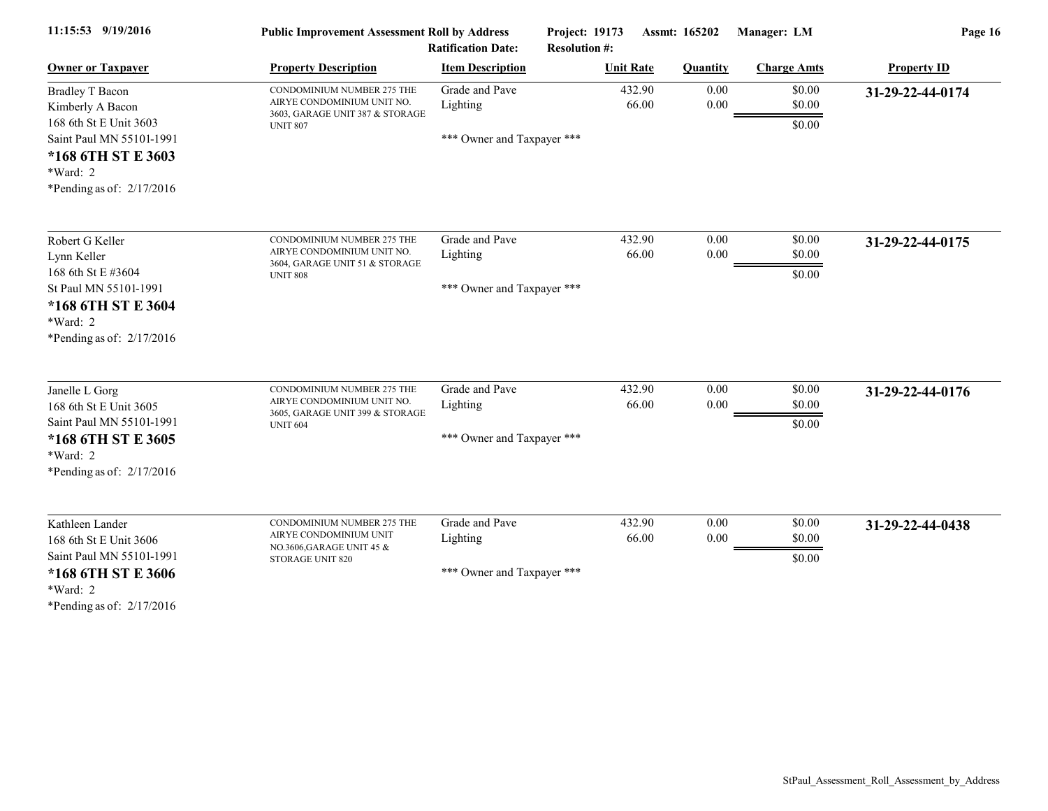**Public Improvement Assessment Roll by Address**

Ratification Date: | Project: 19173 | Assmt: 165202 | Manager: LM | Resolution #:

11:15:53 9/19/2016

| Owner or Taxpayer | Property Description | Item Description | Unit Rate | Quantity | Charge Amts | Property ID |
|---|---|---|---|---|---|---|
| Bradley T Bacon<br>Kimberly A Bacon<br>168 6th St E Unit 3603<br>Saint Paul MN 55101-1991<br>**\*168 6TH ST E 3603**<br>\*Ward: 2<br>\*Pending as of: 2/17/2016 | CONDOMINIUM NUMBER 275 THE AIRYE CONDOMINIUM UNIT NO. 3603, GARAGE UNIT 387 & STORAGE UNIT 807 | Grade and Pave<br>Lighting<br><br>\*\*\* Owner and Taxpayer \*\*\* | 432.90<br>66.00 | 0.00<br>0.00 | $0.00<br>$0.00<br>$0.00 | **31-29-22-44-0174** |
| Robert G Keller<br>Lynn Keller<br>168 6th St E #3604<br>St Paul MN 55101-1991<br>**\*168 6TH ST E 3604**<br>\*Ward: 2<br>\*Pending as of: 2/17/2016 | CONDOMINIUM NUMBER 275 THE AIRYE CONDOMINIUM UNIT NO. 3604, GARAGE UNIT 51 & STORAGE UNIT 808 | Grade and Pave<br>Lighting<br><br>\*\*\* Owner and Taxpayer \*\*\* | 432.90<br>66.00 | 0.00<br>0.00 | $0.00<br>$0.00<br>$0.00 | **31-29-22-44-0175** |
| Janelle L Gorg<br>168 6th St E Unit 3605<br>Saint Paul MN 55101-1991<br>**\*168 6TH ST E 3605**<br>\*Ward: 2<br>\*Pending as of: 2/17/2016 | CONDOMINIUM NUMBER 275 THE AIRYE CONDOMINIUM UNIT NO. 3605, GARAGE UNIT 399 & STORAGE UNIT 604 | Grade and Pave<br>Lighting<br><br>\*\*\* Owner and Taxpayer \*\*\* | 432.90<br>66.00 | 0.00<br>0.00 | $0.00<br>$0.00<br>$0.00 | **31-29-22-44-0176** |
| Kathleen Lander<br>168 6th St E Unit 3606<br>Saint Paul MN 55101-1991<br>**\*168 6TH ST E 3606**<br>\*Ward: 2<br>\*Pending as of: 2/17/2016 | CONDOMINIUM NUMBER 275 THE AIRYE CONDOMINIUM UNIT NO.3606,GARAGE UNIT 45 & STORAGE UNIT 820 | Grade and Pave<br>Lighting<br><br>\*\*\* Owner and Taxpayer \*\*\* | 432.90<br>66.00 | 0.00<br>0.00 | $0.00<br>$0.00<br>$0.00 | **31-29-22-44-0438** |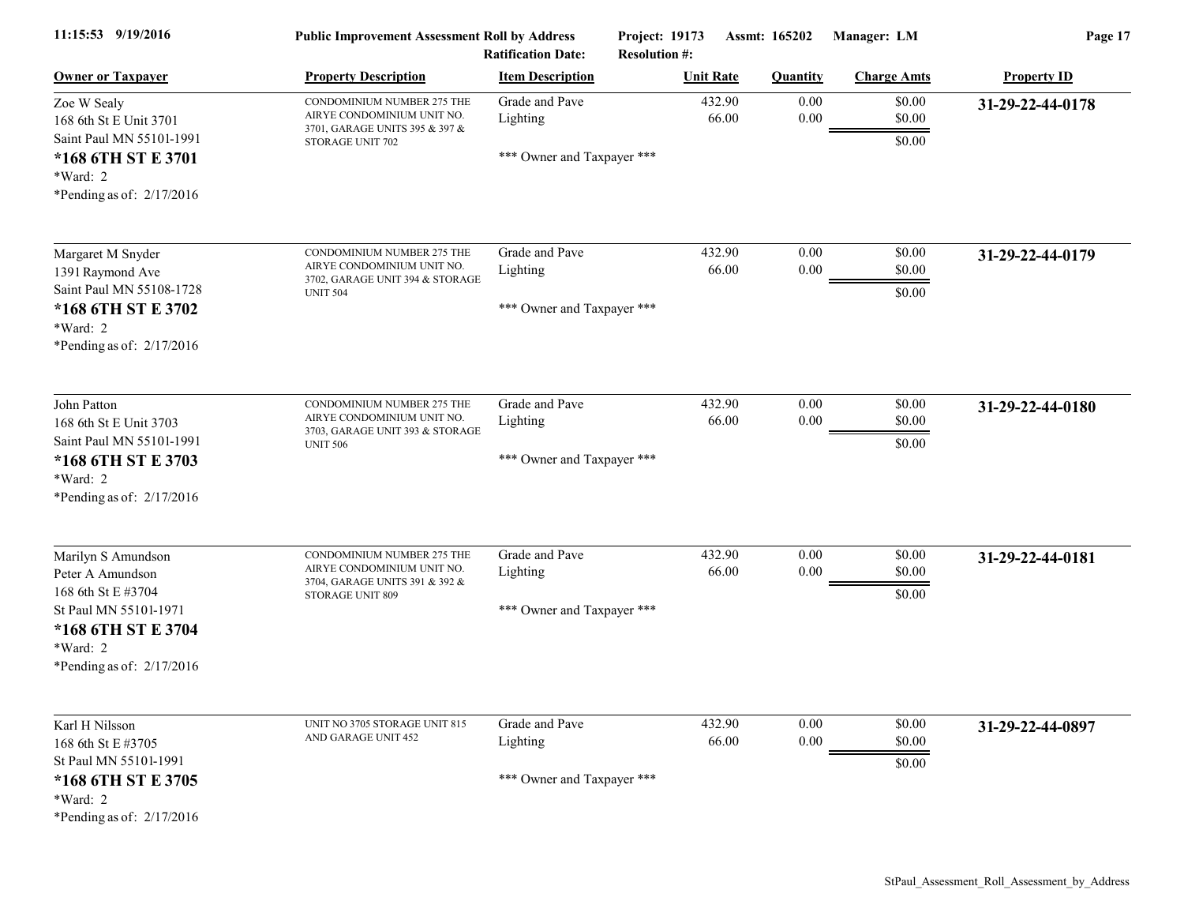**Public Improvement Assessment Roll by Address** | Project: 19173 | Assmt: 165202 | Manager: LM

Ratification Date: | Resolution #:

| Owner or Taxpayer | Property Description | Item Description | Unit Rate | Quantity | Charge Amts | Property ID |
|---|---|---|---|---|---|---|
| Zoe W Sealy<br>168 6th St E Unit 3701<br>Saint Paul MN 55101-1991<br>**\*168 6TH ST E 3701**<br>\*Ward: 2<br>\*Pending as of: 2/17/2016 | CONDOMINIUM NUMBER 275 THE AIRYE CONDOMINIUM UNIT NO. 3701, GARAGE UNITS 395 & 397 & STORAGE UNIT 702 | Grade and Pave<br>Lighting<br><br>\*\*\* Owner and Taxpayer \*\*\* | 432.90<br>66.00 | 0.00<br>0.00 | $0.00<br>$0.00<br>$0.00 | **31-29-22-44-0178** |
| Margaret M Snyder<br>1391 Raymond Ave<br>Saint Paul MN 55108-1728<br>**\*168 6TH ST E 3702**<br>\*Ward: 2<br>\*Pending as of: 2/17/2016 | CONDOMINIUM NUMBER 275 THE AIRYE CONDOMINIUM UNIT NO. 3702, GARAGE UNIT 394 & STORAGE UNIT 504 | Grade and Pave<br>Lighting<br><br>\*\*\* Owner and Taxpayer \*\*\* | 432.90<br>66.00 | 0.00<br>0.00 | $0.00<br>$0.00<br>$0.00 | **31-29-22-44-0179** |
| John Patton<br>168 6th St E Unit 3703<br>Saint Paul MN 55101-1991<br>**\*168 6TH ST E 3703**<br>\*Ward: 2<br>\*Pending as of: 2/17/2016 | CONDOMINIUM NUMBER 275 THE AIRYE CONDOMINIUM UNIT NO. 3703, GARAGE UNIT 393 & STORAGE UNIT 506 | Grade and Pave<br>Lighting<br><br>\*\*\* Owner and Taxpayer \*\*\* | 432.90<br>66.00 | 0.00<br>0.00 | $0.00<br>$0.00<br>$0.00 | **31-29-22-44-0180** |
| Marilyn S Amundson<br>Peter A Amundson<br>168 6th St E #3704<br>St Paul MN 55101-1971<br>**\*168 6TH ST E 3704**<br>\*Ward: 2<br>\*Pending as of: 2/17/2016 | CONDOMINIUM NUMBER 275 THE AIRYE CONDOMINIUM UNIT NO. 3704, GARAGE UNITS 391 & 392 & STORAGE UNIT 809 | Grade and Pave<br>Lighting<br><br>\*\*\* Owner and Taxpayer \*\*\* | 432.90<br>66.00 | 0.00<br>0.00 | $0.00<br>$0.00<br>$0.00 | **31-29-22-44-0181** |
| Karl H Nilsson<br>168 6th St E #3705<br>St Paul MN 55101-1991<br>**\*168 6TH ST E 3705**<br>\*Ward: 2<br>\*Pending as of: 2/17/2016 | UNIT NO 3705 STORAGE UNIT 815 AND GARAGE UNIT 452 | Grade and Pave<br>Lighting<br><br>\*\*\* Owner and Taxpayer \*\*\* | 432.90<br>66.00 | 0.00<br>0.00 | $0.00<br>$0.00<br>$0.00 | **31-29-22-44-0897** |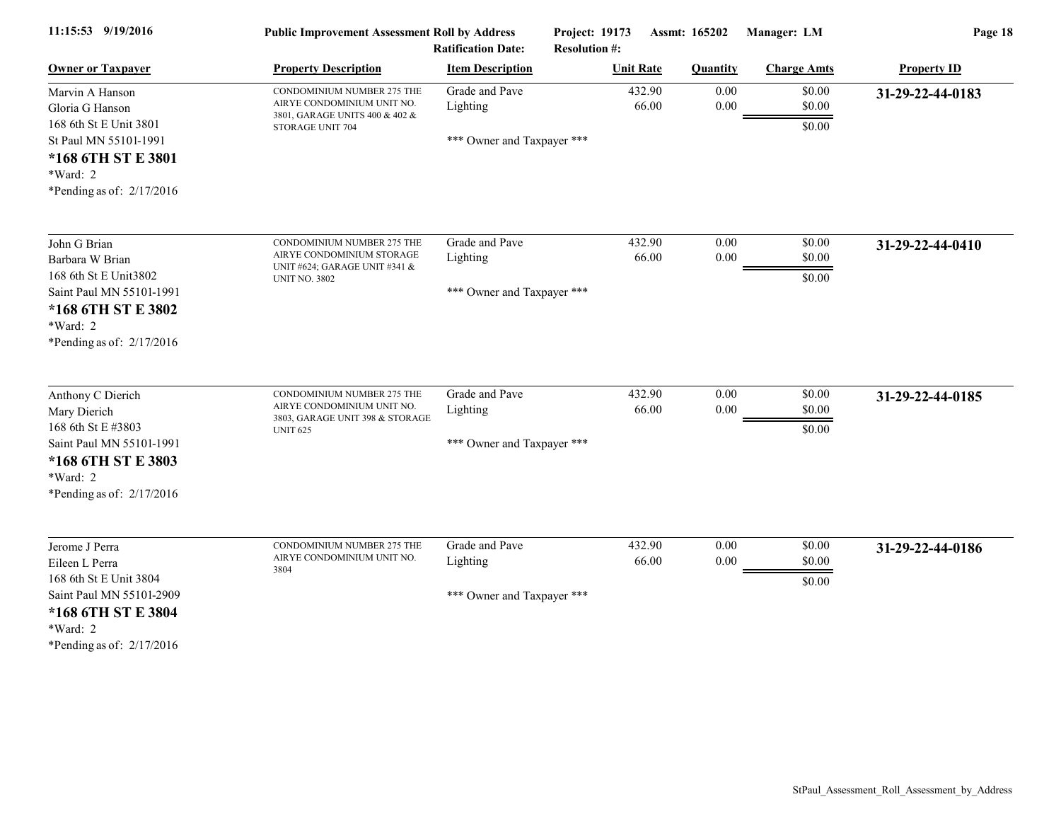Public Improvement Assessment Roll by Address
Ratification Date:
Project: 19173 Assmt: 165202 Manager: LM
Resolution #:

| Owner or Taxpayer | Property Description | Item Description | Unit Rate | Quantity | Charge Amts | Property ID |
|---|---|---|---|---|---|---|
| Marvin A Hanson<br>Gloria G Hanson<br>168 6th St E Unit 3801<br>St Paul MN 55101-1991<br>**\*168 6TH ST E 3801**<br>\*Ward: 2<br>\*Pending as of: 2/17/2016 | CONDOMINIUM NUMBER 275 THE AIRYE CONDOMINIUM UNIT NO. 3801, GARAGE UNITS 400 & 402 & STORAGE UNIT 704 | Grade and Pave<br>Lighting<br><br>\*\*\* Owner and Taxpayer \*\*\* | 432.90<br>66.00 | 0.00<br>0.00 | $0.00<br>$0.00<br>$0.00 | **31-29-22-44-0183** |
| John G Brian<br>Barbara W Brian<br>168 6th St E Unit3802<br>Saint Paul MN 55101-1991<br>**\*168 6TH ST E 3802**<br>\*Ward: 2<br>\*Pending as of: 2/17/2016 | CONDOMINIUM NUMBER 275 THE AIRYE CONDOMINIUM STORAGE UNIT #624; GARAGE UNIT #341 & UNIT NO. 3802 | Grade and Pave<br>Lighting<br><br>\*\*\* Owner and Taxpayer \*\*\* | 432.90<br>66.00 | 0.00<br>0.00 | $0.00<br>$0.00<br>$0.00 | **31-29-22-44-0410** |
| Anthony C Dierich<br>Mary Dierich<br>168 6th St E #3803<br>Saint Paul MN 55101-1991<br>**\*168 6TH ST E 3803**<br>\*Ward: 2<br>\*Pending as of: 2/17/2016 | CONDOMINIUM NUMBER 275 THE AIRYE CONDOMINIUM UNIT NO. 3803, GARAGE UNIT 398 & STORAGE UNIT 625 | Grade and Pave<br>Lighting<br><br>\*\*\* Owner and Taxpayer \*\*\* | 432.90<br>66.00 | 0.00<br>0.00 | $0.00<br>$0.00<br>$0.00 | **31-29-22-44-0185** |
| Jerome J Perra<br>Eileen L Perra<br>168 6th St E Unit 3804<br>Saint Paul MN 55101-2909<br>**\*168 6TH ST E 3804**<br>\*Ward: 2<br>\*Pending as of: 2/17/2016 | CONDOMINIUM NUMBER 275 THE AIRYE CONDOMINIUM UNIT NO. 3804 | Grade and Pave<br>Lighting<br><br>\*\*\* Owner and Taxpayer \*\*\* | 432.90<br>66.00 | 0.00<br>0.00 | $0.00<br>$0.00<br>$0.00 | **31-29-22-44-0186** |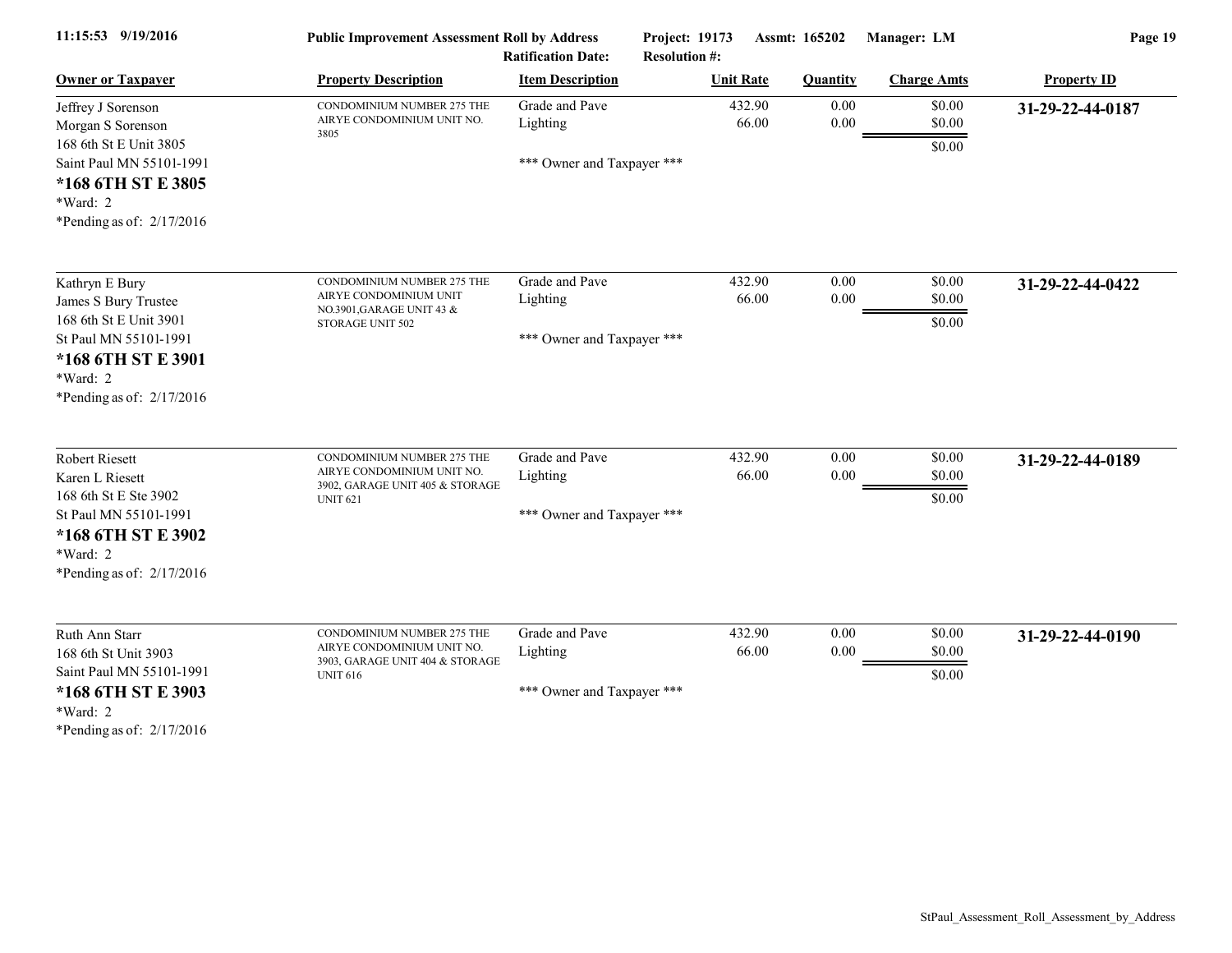Public Improvement Assessment Roll by Address | Project: 19173 | Assmt: 165202 | Manager: LM
Ratification Date: | Resolution #:

| Owner or Taxpayer | Property Description | Item Description | Unit Rate | Quantity | Charge Amts | Property ID |
|---|---|---|---|---|---|---|
| Jeffrey J Sorenson<br>Morgan S Sorenson<br>168 6th St E Unit 3805<br>Saint Paul MN 55101-1991<br>**\*168 6TH ST E 3805**<br>\*Ward: 2<br>\*Pending as of: 2/17/2016 | CONDOMINIUM NUMBER 275 THE AIRYE CONDOMINIUM UNIT NO. 3805 | Grade and Pave<br>Lighting<br><br>\*\*\* Owner and Taxpayer \*\*\* | 432.90<br>66.00 | 0.00<br>0.00 | $0.00<br>$0.00<br>$0.00 | **31-29-22-44-0187** |
| Kathryn E Bury<br>James S Bury Trustee<br>168 6th St E Unit 3901<br>St Paul MN 55101-1991<br>**\*168 6TH ST E 3901**<br>\*Ward: 2<br>\*Pending as of: 2/17/2016 | CONDOMINIUM NUMBER 275 THE AIRYE CONDOMINIUM UNIT NO.3901,GARAGE UNIT 43 & STORAGE UNIT 502 | Grade and Pave<br>Lighting<br><br>\*\*\* Owner and Taxpayer \*\*\* | 432.90<br>66.00 | 0.00<br>0.00 | $0.00<br>$0.00<br>$0.00 | **31-29-22-44-0422** |
| Robert Riesett<br>Karen L Riesett<br>168 6th St E Ste 3902<br>St Paul MN 55101-1991<br>**\*168 6TH ST E 3902**<br>\*Ward: 2<br>\*Pending as of: 2/17/2016 | CONDOMINIUM NUMBER 275 THE AIRYE CONDOMINIUM UNIT NO. 3902, GARAGE UNIT 405 & STORAGE UNIT 621 | Grade and Pave<br>Lighting<br><br>\*\*\* Owner and Taxpayer \*\*\* | 432.90<br>66.00 | 0.00<br>0.00 | $0.00<br>$0.00<br>$0.00 | **31-29-22-44-0189** |
| Ruth Ann Starr<br>168 6th St Unit 3903<br>Saint Paul MN 55101-1991<br>**\*168 6TH ST E 3903**<br>\*Ward: 2<br>\*Pending as of: 2/17/2016 | CONDOMINIUM NUMBER 275 THE AIRYE CONDOMINIUM UNIT NO. 3903, GARAGE UNIT 404 & STORAGE UNIT 616 | Grade and Pave<br>Lighting<br><br>\*\*\* Owner and Taxpayer \*\*\* | 432.90<br>66.00 | 0.00<br>0.00 | $0.00<br>$0.00<br>$0.00 | **31-29-22-44-0190** |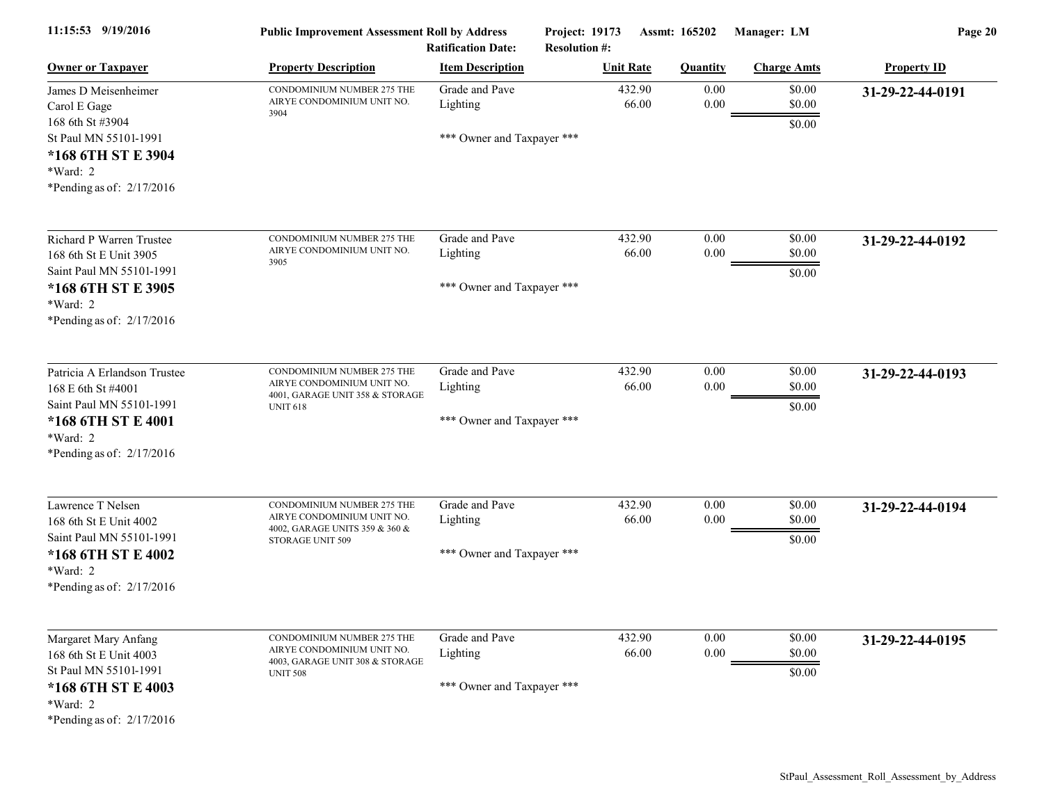| Owner or Taxpayer | Property Description | Item Description | Unit Rate | Quantity | Charge Amts | Property ID |
|---|---|---|---|---|---|---|
| James D Meisenheimer<br>Carol E Gage<br>168 6th St #3904<br>St Paul MN 55101-1991<br>**\*168 6TH ST E 3904**<br>\*Ward: 2<br>\*Pending as of: 2/17/2016 | CONDOMINIUM NUMBER 275 THE AIRYE CONDOMINIUM UNIT NO. 3904 | Grade and Pave<br>Lighting<br><br>\*\*\* Owner and Taxpayer \*\*\* | 432.90<br>66.00 | 0.00<br>0.00 | $0.00<br>$0.00<br>$0.00 | **31-29-22-44-0191** |
| Richard P Warren Trustee<br>168 6th St E Unit 3905<br>Saint Paul MN 55101-1991<br>**\*168 6TH ST E 3905**<br>\*Ward: 2<br>\*Pending as of: 2/17/2016 | CONDOMINIUM NUMBER 275 THE AIRYE CONDOMINIUM UNIT NO. 3905 | Grade and Pave<br>Lighting<br><br>\*\*\* Owner and Taxpayer \*\*\* | 432.90<br>66.00 | 0.00<br>0.00 | $0.00<br>$0.00<br>$0.00 | **31-29-22-44-0192** |
| Patricia A Erlandson Trustee<br>168 E 6th St #4001<br>Saint Paul MN 55101-1991<br>**\*168 6TH ST E 4001**<br>\*Ward: 2<br>\*Pending as of: 2/17/2016 | CONDOMINIUM NUMBER 275 THE AIRYE CONDOMINIUM UNIT NO. 4001, GARAGE UNIT 358 & STORAGE UNIT 618 | Grade and Pave<br>Lighting<br><br>\*\*\* Owner and Taxpayer \*\*\* | 432.90<br>66.00 | 0.00<br>0.00 | $0.00<br>$0.00<br>$0.00 | **31-29-22-44-0193** |
| Lawrence T Nelsen<br>168 6th St E Unit 4002<br>Saint Paul MN 55101-1991<br>**\*168 6TH ST E 4002**<br>\*Ward: 2<br>\*Pending as of: 2/17/2016 | CONDOMINIUM NUMBER 275 THE AIRYE CONDOMINIUM UNIT NO. 4002, GARAGE UNITS 359 & 360 & STORAGE UNIT 509 | Grade and Pave<br>Lighting<br><br>\*\*\* Owner and Taxpayer \*\*\* | 432.90<br>66.00 | 0.00<br>0.00 | $0.00<br>$0.00<br>$0.00 | **31-29-22-44-0194** |
| Margaret Mary Anfang<br>168 6th St E Unit 4003<br>St Paul MN 55101-1991<br>**\*168 6TH ST E 4003**<br>\*Ward: 2<br>\*Pending as of: 2/17/2016 | CONDOMINIUM NUMBER 275 THE AIRYE CONDOMINIUM UNIT NO. 4003, GARAGE UNIT 308 & STORAGE UNIT 508 | Grade and Pave<br>Lighting<br><br>\*\*\* Owner and Taxpayer \*\*\* | 432.90<br>66.00 | 0.00<br>0.00 | $0.00<br>$0.00<br>$0.00 | **31-29-22-44-0195** |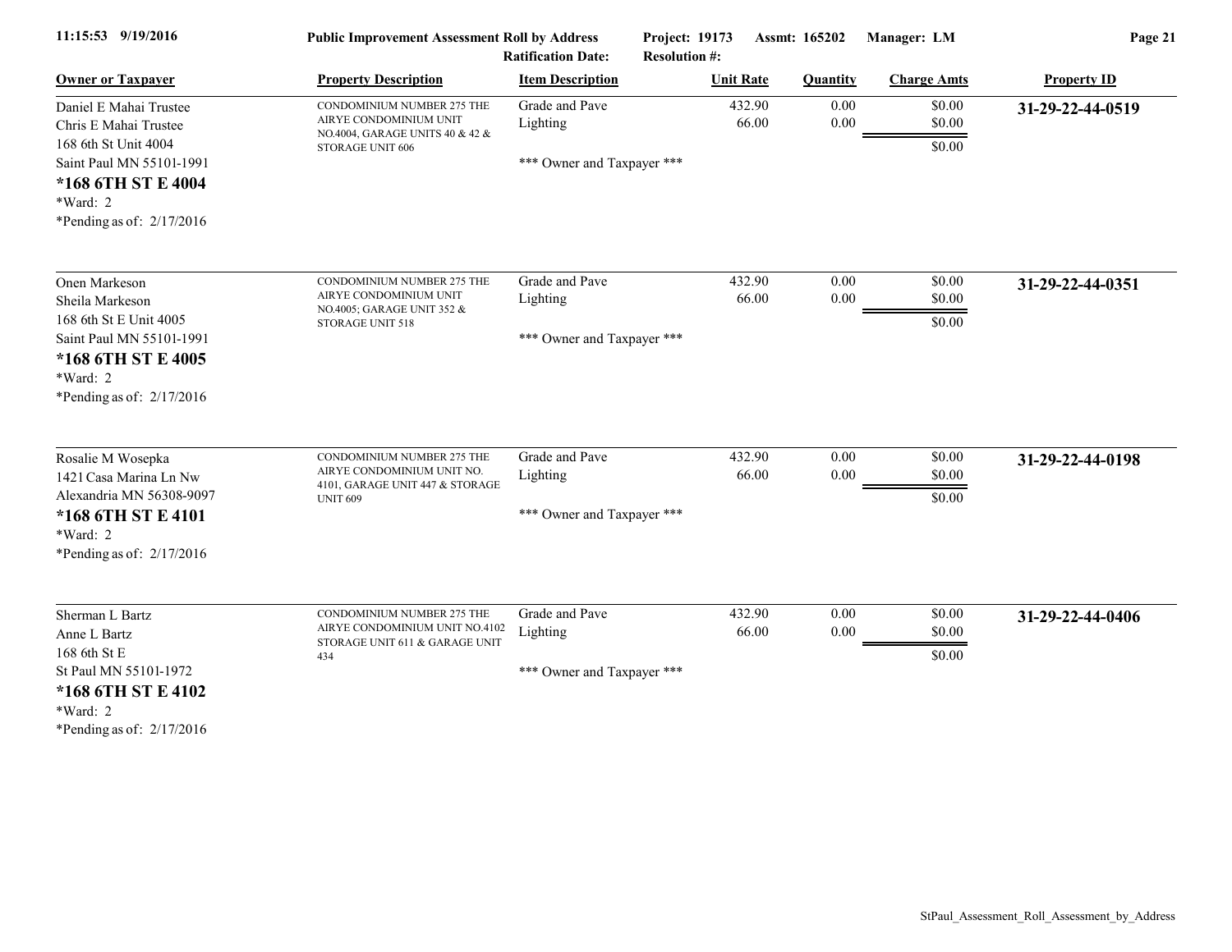| Owner or Taxpayer | Property Description | Item Description | Unit Rate | Quantity | Charge Amts | Property ID |
|---|---|---|---|---|---|---|
| Daniel E Mahai Trustee<br>Chris E Mahai Trustee<br>168 6th St Unit 4004<br>Saint Paul MN 55101-1991<br>**\*168 6TH ST E 4004**<br>\*Ward: 2<br>\*Pending as of: 2/17/2016 | CONDOMINIUM NUMBER 275 THE AIRYE CONDOMINIUM UNIT NO.4004, GARAGE UNITS 40 & 42 & STORAGE UNIT 606 | Grade and Pave<br>Lighting<br><br>\*\*\* Owner and Taxpayer \*\*\* | 432.90<br>66.00 | 0.00<br>0.00 | \$0.00<br>\$0.00<br>\$0.00 | **31-29-22-44-0519** |
| Onen Markeson<br>Sheila Markeson<br>168 6th St E Unit 4005<br>Saint Paul MN 55101-1991<br>**\*168 6TH ST E 4005**<br>\*Ward: 2<br>\*Pending as of: 2/17/2016 | CONDOMINIUM NUMBER 275 THE AIRYE CONDOMINIUM UNIT NO.4005; GARAGE UNIT 352 & STORAGE UNIT 518 | Grade and Pave<br>Lighting<br><br>\*\*\* Owner and Taxpayer \*\*\* | 432.90<br>66.00 | 0.00<br>0.00 | \$0.00<br>\$0.00<br>\$0.00 | **31-29-22-44-0351** |
| Rosalie M Wosepka<br>1421 Casa Marina Ln Nw<br>Alexandria MN 56308-9097<br>**\*168 6TH ST E 4101**<br>\*Ward: 2<br>\*Pending as of: 2/17/2016 | CONDOMINIUM NUMBER 275 THE AIRYE CONDOMINIUM UNIT NO. 4101, GARAGE UNIT 447 & STORAGE UNIT 609 | Grade and Pave<br>Lighting<br><br>\*\*\* Owner and Taxpayer \*\*\* | 432.90<br>66.00 | 0.00<br>0.00 | \$0.00<br>\$0.00<br>\$0.00 | **31-29-22-44-0198** |
| Sherman L Bartz<br>Anne L Bartz<br>168 6th St E<br>St Paul MN 55101-1972<br>**\*168 6TH ST E 4102**<br>\*Ward: 2<br>\*Pending as of: 2/17/2016 | CONDOMINIUM NUMBER 275 THE AIRYE CONDOMINIUM UNIT NO.4102 STORAGE UNIT 611 & GARAGE UNIT 434 | Grade and Pave<br>Lighting<br><br>\*\*\* Owner and Taxpayer \*\*\* | 432.90<br>66.00 | 0.00<br>0.00 | \$0.00<br>\$0.00<br>\$0.00 | **31-29-22-44-0406** |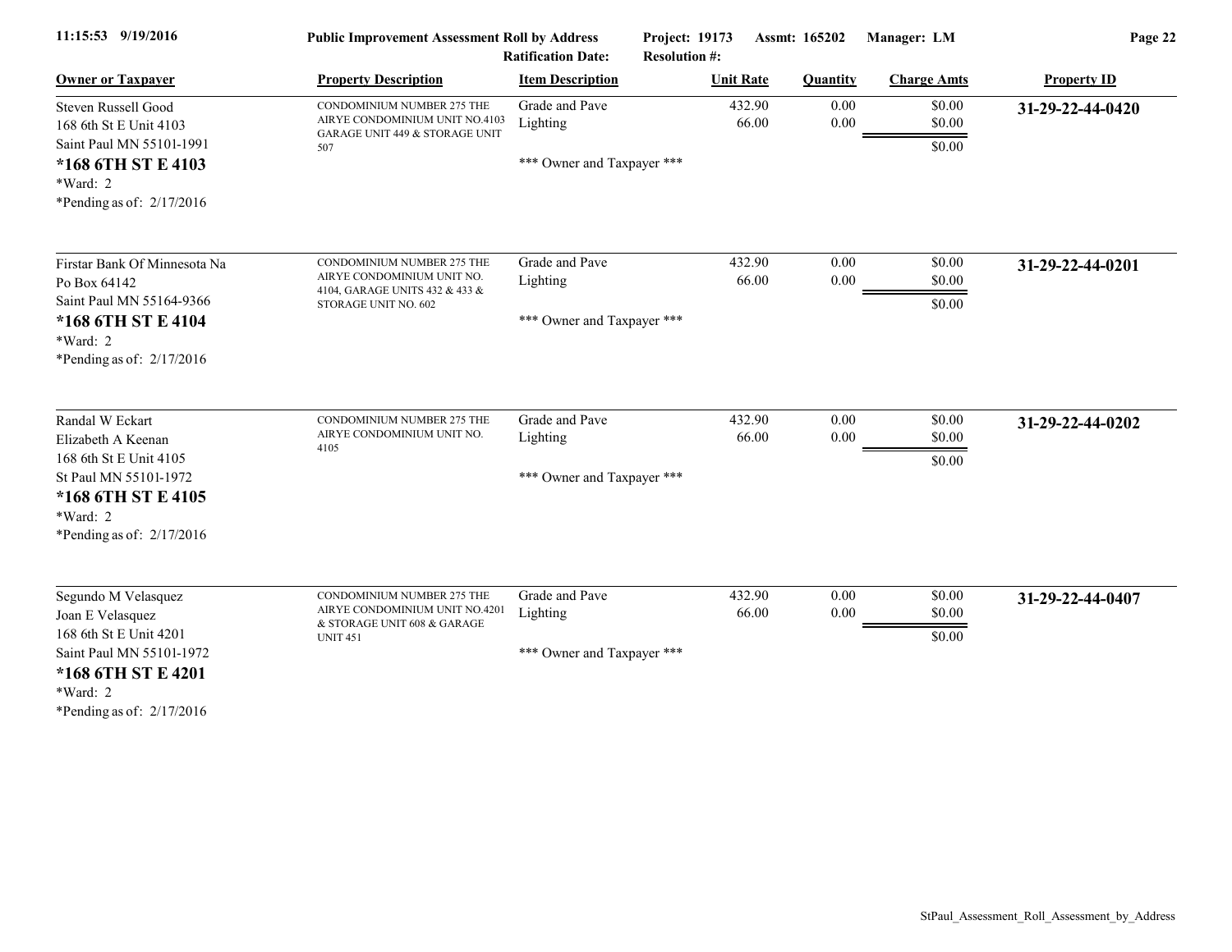**Public Improvement Assessment Roll by Address**

Ratification Date: | Project: 19173 | Resolution #: | Assmt: 165202 | Manager: LM

| Owner or Taxpayer | Property Description | Item Description | Unit Rate | Quantity | Charge Amts | Property ID |
|---|---|---|---|---|---|---|
| Steven Russell Good<br>168 6th St E Unit 4103<br>Saint Paul MN 55101-1991<br>**\*168 6TH ST E 4103**<br>\*Ward: 2<br>\*Pending as of: 2/17/2016 | CONDOMINIUM NUMBER 275 THE AIRYE CONDOMINIUM UNIT NO.4103 GARAGE UNIT 449 & STORAGE UNIT 507 | Grade and Pave<br>Lighting<br>\*\*\* Owner and Taxpayer \*\*\* | 432.90<br>66.00 | 0.00<br>0.00 | $0.00<br>$0.00<br>$0.00 | **31-29-22-44-0420** |
| Firstar Bank Of Minnesota Na<br>Po Box 64142<br>Saint Paul MN 55164-9366<br>**\*168 6TH ST E 4104**<br>\*Ward: 2<br>\*Pending as of: 2/17/2016 | CONDOMINIUM NUMBER 275 THE AIRYE CONDOMINIUM UNIT NO. 4104, GARAGE UNITS 432 & 433 & STORAGE UNIT NO. 602 | Grade and Pave<br>Lighting<br>\*\*\* Owner and Taxpayer \*\*\* | 432.90<br>66.00 | 0.00<br>0.00 | $0.00<br>$0.00<br>$0.00 | **31-29-22-44-0201** |
| Randal W Eckart<br>Elizabeth A Keenan<br>168 6th St E Unit 4105<br>St Paul MN 55101-1972<br>**\*168 6TH ST E 4105**<br>\*Ward: 2<br>\*Pending as of: 2/17/2016 | CONDOMINIUM NUMBER 275 THE AIRYE CONDOMINIUM UNIT NO. 4105 | Grade and Pave<br>Lighting<br>\*\*\* Owner and Taxpayer \*\*\* | 432.90<br>66.00 | 0.00<br>0.00 | $0.00<br>$0.00<br>$0.00 | **31-29-22-44-0202** |
| Segundo M Velasquez<br>Joan E Velasquez<br>168 6th St E Unit 4201<br>Saint Paul MN 55101-1972<br>**\*168 6TH ST E 4201**<br>\*Ward: 2<br>\*Pending as of: 2/17/2016 | CONDOMINIUM NUMBER 275 THE AIRYE CONDOMINIUM UNIT NO.4201 & STORAGE UNIT 608 & GARAGE UNIT 451 | Grade and Pave<br>Lighting<br>\*\*\* Owner and Taxpayer \*\*\* | 432.90<br>66.00 | 0.00<br>0.00 | $0.00<br>$0.00<br>$0.00 | **31-29-22-44-0407** |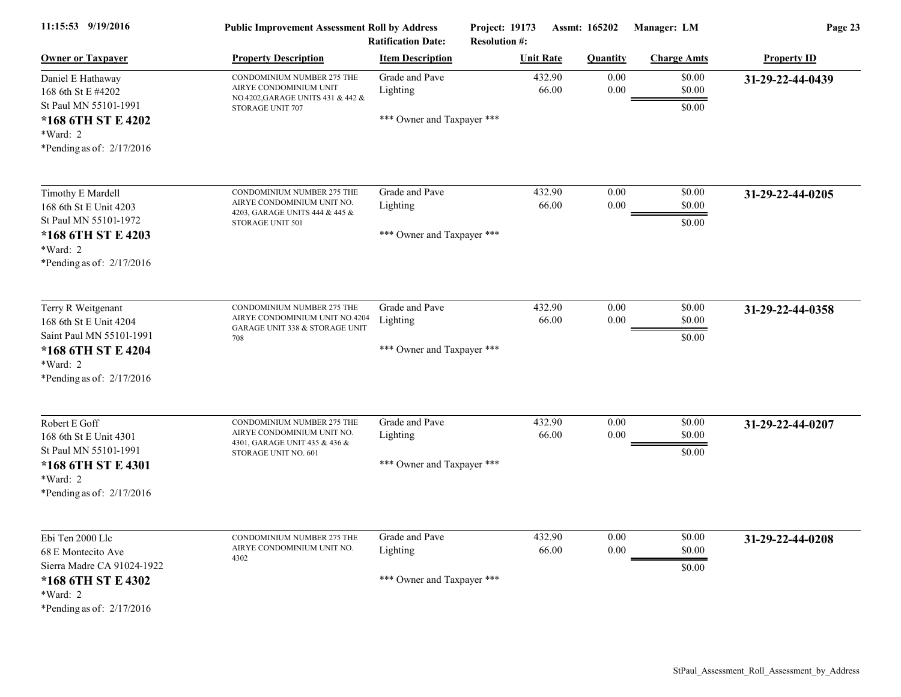**Public Improvement Assessment Roll by Address**
Ratification Date: | Resolution #:
Project: 19173 | Assmt: 165202 | Manager: LM

11:15:53 9/19/2016

| Owner or Taxpayer | Property Description | Item Description | Unit Rate | Quantity | Charge Amts | Property ID |
|---|---|---|---|---|---|---|
| Daniel E Hathaway<br>168 6th St E #4202<br>St Paul MN 55101-1991<br>**\*168 6TH ST E 4202**<br>\*Ward: 2<br>\*Pending as of: 2/17/2016 | CONDOMINIUM NUMBER 275 THE AIRYE CONDOMINIUM UNIT NO.4202,GARAGE UNITS 431 & 442 & STORAGE UNIT 707 | Grade and Pave<br>Lighting<br><br>\*\*\* Owner and Taxpayer \*\*\* | 432.90<br>66.00 | 0.00<br>0.00 | $0.00<br>$0.00<br>$0.00 | **31-29-22-44-0439** |
| Timothy E Mardell<br>168 6th St E Unit 4203<br>St Paul MN 55101-1972<br>**\*168 6TH ST E 4203**<br>\*Ward: 2<br>\*Pending as of: 2/17/2016 | CONDOMINIUM NUMBER 275 THE AIRYE CONDOMINIUM UNIT NO. 4203, GARAGE UNITS 444 & 445 & STORAGE UNIT 501 | Grade and Pave<br>Lighting<br><br>\*\*\* Owner and Taxpayer \*\*\* | 432.90<br>66.00 | 0.00<br>0.00 | $0.00<br>$0.00<br>$0.00 | **31-29-22-44-0205** |
| Terry R Weitgenant<br>168 6th St E Unit 4204<br>Saint Paul MN 55101-1991<br>**\*168 6TH ST E 4204**<br>\*Ward: 2<br>\*Pending as of: 2/17/2016 | CONDOMINIUM NUMBER 275 THE AIRYE CONDOMINIUM UNIT NO.4204 GARAGE UNIT 338 & STORAGE UNIT 708 | Grade and Pave<br>Lighting<br><br>\*\*\* Owner and Taxpayer \*\*\* | 432.90<br>66.00 | 0.00<br>0.00 | $0.00<br>$0.00<br>$0.00 | **31-29-22-44-0358** |
| Robert E Goff<br>168 6th St E Unit 4301<br>St Paul MN 55101-1991<br>**\*168 6TH ST E 4301**<br>\*Ward: 2<br>\*Pending as of: 2/17/2016 | CONDOMINIUM NUMBER 275 THE AIRYE CONDOMINIUM UNIT NO. 4301, GARAGE UNIT 435 & 436 & STORAGE UNIT NO. 601 | Grade and Pave<br>Lighting<br><br>\*\*\* Owner and Taxpayer \*\*\* | 432.90<br>66.00 | 0.00<br>0.00 | $0.00<br>$0.00<br>$0.00 | **31-29-22-44-0207** |
| Ebi Ten 2000 Llc<br>68 E Montecito Ave<br>Sierra Madre CA 91024-1922<br>**\*168 6TH ST E 4302**<br>\*Ward: 2<br>\*Pending as of: 2/17/2016 | CONDOMINIUM NUMBER 275 THE AIRYE CONDOMINIUM UNIT NO. 4302 | Grade and Pave<br>Lighting<br><br>\*\*\* Owner and Taxpayer \*\*\* | 432.90<br>66.00 | 0.00<br>0.00 | $0.00<br>$0.00<br>$0.00 | **31-29-22-44-0208** |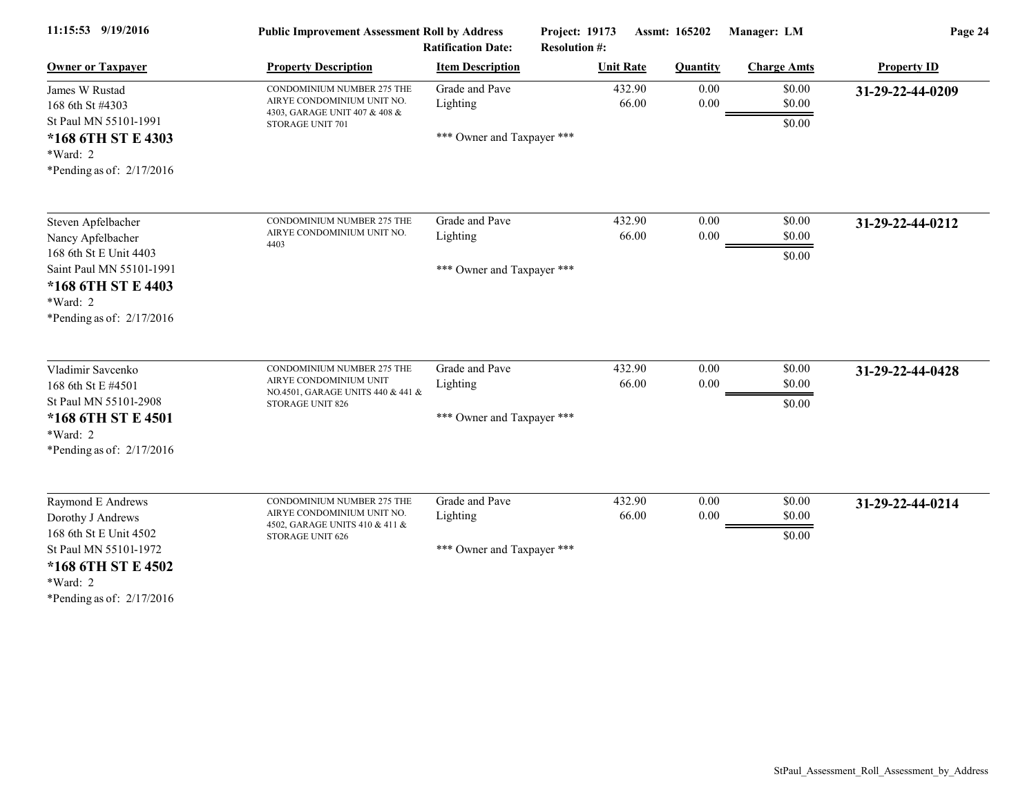**Public Improvement Assessment Roll by Address**

11:15:53 9/19/2016 | Project: 19173 | Assmt: 165202 | Manager: LM

Ratification Date: | Resolution #:

| Owner or Taxpayer | Property Description | Item Description | Unit Rate | Quantity | Charge Amts | Property ID |
|---|---|---|---|---|---|---|
| James W Rustad<br>168 6th St #4303<br>St Paul MN 55101-1991<br>**\*168 6TH ST E 4303**<br>\*Ward: 2<br>\*Pending as of: 2/17/2016 | CONDOMINIUM NUMBER 275 THE AIRYE CONDOMINIUM UNIT NO. 4303, GARAGE UNIT 407 & 408 & STORAGE UNIT 701 | Grade and Pave<br>Lighting<br>\*\*\* Owner and Taxpayer \*\*\* | 432.90<br>66.00 | 0.00<br>0.00 | $0.00<br>$0.00<br>$0.00 | **31-29-22-44-0209** |
| Steven Apfelbacher<br>Nancy Apfelbacher<br>168 6th St E Unit 4403<br>Saint Paul MN 55101-1991<br>**\*168 6TH ST E 4403**<br>\*Ward: 2<br>\*Pending as of: 2/17/2016 | CONDOMINIUM NUMBER 275 THE AIRYE CONDOMINIUM UNIT NO. 4403 | Grade and Pave<br>Lighting<br>\*\*\* Owner and Taxpayer \*\*\* | 432.90<br>66.00 | 0.00<br>0.00 | $0.00<br>$0.00<br>$0.00 | **31-29-22-44-0212** |
| Vladimir Savcenko<br>168 6th St E #4501<br>St Paul MN 55101-2908<br>**\*168 6TH ST E 4501**<br>\*Ward: 2<br>\*Pending as of: 2/17/2016 | CONDOMINIUM NUMBER 275 THE AIRYE CONDOMINIUM UNIT NO.4501, GARAGE UNITS 440 & 441 & STORAGE UNIT 826 | Grade and Pave<br>Lighting<br>\*\*\* Owner and Taxpayer \*\*\* | 432.90<br>66.00 | 0.00<br>0.00 | $0.00<br>$0.00<br>$0.00 | **31-29-22-44-0428** |
| Raymond E Andrews<br>Dorothy J Andrews<br>168 6th St E Unit 4502<br>St Paul MN 55101-1972<br>**\*168 6TH ST E 4502**<br>\*Ward: 2<br>\*Pending as of: 2/17/2016 | CONDOMINIUM NUMBER 275 THE AIRYE CONDOMINIUM UNIT NO. 4502, GARAGE UNITS 410 & 411 & STORAGE UNIT 626 | Grade and Pave<br>Lighting<br>\*\*\* Owner and Taxpayer \*\*\* | 432.90<br>66.00 | 0.00<br>0.00 | $0.00<br>$0.00<br>$0.00 | **31-29-22-44-0214** |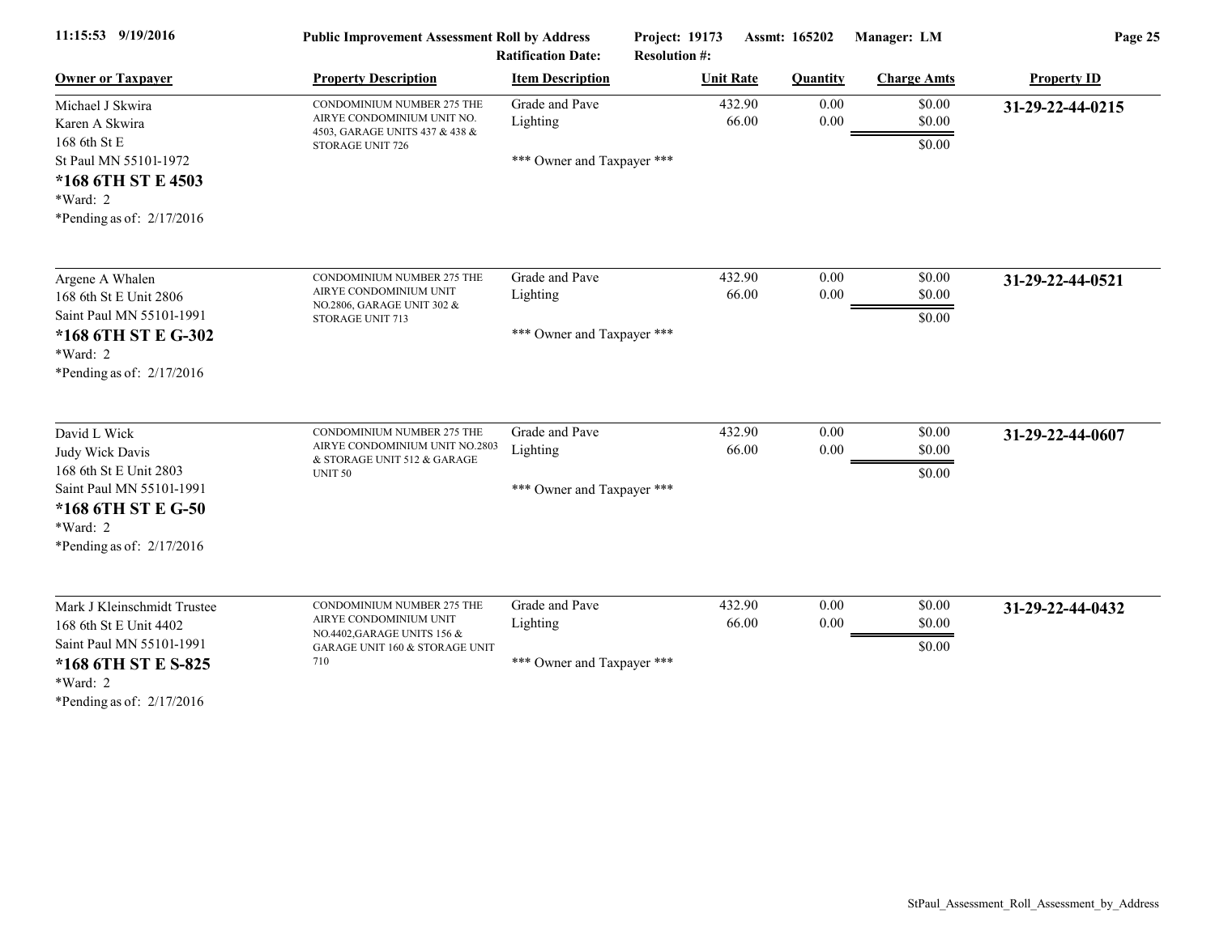| Owner or Taxpayer | Property Description | Item Description | Unit Rate | Quantity | Charge Amts | Property ID |
|---|---|---|---|---|---|---|
| Michael J Skwira<br>Karen A Skwira<br>168 6th St E<br>St Paul MN 55101-1972<br>**\*168 6TH ST E 4503**<br>\*Ward: 2<br>\*Pending as of: 2/17/2016 | CONDOMINIUM NUMBER 275 THE AIRYE CONDOMINIUM UNIT NO. 4503, GARAGE UNITS 437 & 438 & STORAGE UNIT 726 | Grade and Pave<br>Lighting<br>\*\*\* Owner and Taxpayer \*\*\* | 432.90<br>66.00 | 0.00<br>0.00 | \$0.00<br>\$0.00<br>\$0.00 | **31-29-22-44-0215** |
| Argene A Whalen<br>168 6th St E Unit 2806<br>Saint Paul MN 55101-1991<br>**\*168 6TH ST E G-302**<br>\*Ward: 2<br>\*Pending as of: 2/17/2016 | CONDOMINIUM NUMBER 275 THE AIRYE CONDOMINIUM UNIT NO.2806, GARAGE UNIT 302 & STORAGE UNIT 713 | Grade and Pave<br>Lighting<br>\*\*\* Owner and Taxpayer \*\*\* | 432.90<br>66.00 | 0.00<br>0.00 | \$0.00<br>\$0.00<br>\$0.00 | **31-29-22-44-0521** |
| David L Wick<br>Judy Wick Davis<br>168 6th St E Unit 2803<br>Saint Paul MN 55101-1991<br>**\*168 6TH ST E G-50**<br>\*Ward: 2<br>\*Pending as of: 2/17/2016 | CONDOMINIUM NUMBER 275 THE AIRYE CONDOMINIUM UNIT NO.2803 & STORAGE UNIT 512 & GARAGE UNIT 50 | Grade and Pave<br>Lighting<br>\*\*\* Owner and Taxpayer \*\*\* | 432.90<br>66.00 | 0.00<br>0.00 | \$0.00<br>\$0.00<br>\$0.00 | **31-29-22-44-0607** |
| Mark J Kleinschmidt Trustee<br>168 6th St E Unit 4402<br>Saint Paul MN 55101-1991<br>**\*168 6TH ST E S-825**<br>\*Ward: 2<br>\*Pending as of: 2/17/2016 | CONDOMINIUM NUMBER 275 THE AIRYE CONDOMINIUM UNIT NO.4402,GARAGE UNITS 156 & GARAGE UNIT 160 & STORAGE UNIT 710 | Grade and Pave<br>Lighting<br>\*\*\* Owner and Taxpayer \*\*\* | 432.90<br>66.00 | 0.00<br>0.00 | \$0.00<br>\$0.00<br>\$0.00 | **31-29-22-44-0432** |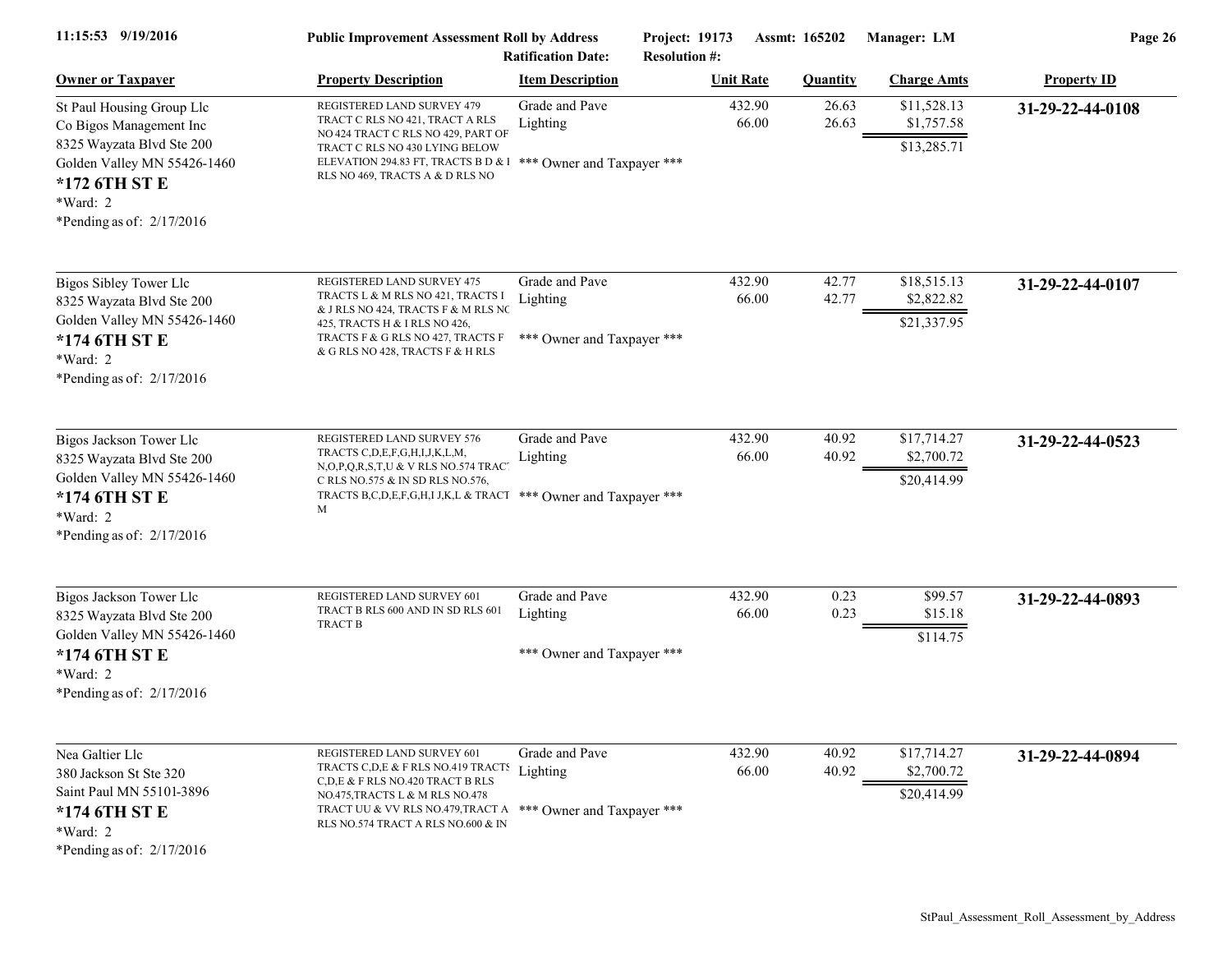**Public Improvement Assessment Roll by Address** — Project: 19173 — Assmt: 165202 — Manager: LM

Ratification Date: — Resolution #:

| Owner or Taxpayer | Property Description | Item Description | Unit Rate | Quantity | Charge Amts | Property ID |
|---|---|---|---|---|---|---|
| St Paul Housing Group Llc<br>Co Bigos Management Inc<br>8325 Wayzata Blvd Ste 200<br>Golden Valley MN 55426-1460<br>**\*172 6TH ST E**<br>\*Ward: 2<br>\*Pending as of: 2/17/2016 | REGISTERED LAND SURVEY 479 TRACT C RLS NO 421, TRACT A RLS NO 424 TRACT C RLS NO 429, PART OF TRACT C RLS NO 430 LYING BELOW ELEVATION 294.83 FT, TRACTS B D & I RLS NO 469, TRACTS A & D RLS NO | Grade and Pave<br>Lighting<br>\*\*\* Owner and Taxpayer \*\*\* | 432.90<br>66.00 | 26.63<br>26.63 | $11,528.13<br>$1,757.58<br>$13,285.71 | **31-29-22-44-0108** |
| Bigos Sibley Tower Llc<br>8325 Wayzata Blvd Ste 200<br>Golden Valley MN 55426-1460<br>**\*174 6TH ST E**<br>\*Ward: 2<br>\*Pending as of: 2/17/2016 | REGISTERED LAND SURVEY 475 TRACTS L & M RLS NO 421, TRACTS I & J RLS NO 424, TRACTS F & M RLS NO 425, TRACTS H & I RLS NO 426, TRACTS F & G RLS NO 427, TRACTS F & G RLS NO 428, TRACTS F & H RLS | Grade and Pave<br>Lighting<br>\*\*\* Owner and Taxpayer \*\*\* | 432.90<br>66.00 | 42.77<br>42.77 | $18,515.13<br>$2,822.82<br>$21,337.95 | **31-29-22-44-0107** |
| Bigos Jackson Tower Llc<br>8325 Wayzata Blvd Ste 200<br>Golden Valley MN 55426-1460<br>**\*174 6TH ST E**<br>\*Ward: 2<br>\*Pending as of: 2/17/2016 | REGISTERED LAND SURVEY 576 TRACTS C,D,E,F,G,H,I,J,K,L,M, N,O,P,Q,R,S,T,U & V RLS NO.574 TRACT C RLS NO.575 & IN SD RLS NO.576, TRACTS B,C,D,E,F,G,H,I J,K,L & TRACT M | Grade and Pave<br>Lighting<br>\*\*\* Owner and Taxpayer \*\*\* | 432.90<br>66.00 | 40.92<br>40.92 | $17,714.27<br>$2,700.72<br>$20,414.99 | **31-29-22-44-0523** |
| Bigos Jackson Tower Llc<br>8325 Wayzata Blvd Ste 200<br>Golden Valley MN 55426-1460<br>**\*174 6TH ST E**<br>\*Ward: 2<br>\*Pending as of: 2/17/2016 | REGISTERED LAND SURVEY 601 TRACT B RLS 600 AND IN SD RLS 601 TRACT B | Grade and Pave<br>Lighting<br>\*\*\* Owner and Taxpayer \*\*\* | 432.90<br>66.00 | 0.23<br>0.23 | $99.57<br>$15.18<br>$114.75 | **31-29-22-44-0893** |
| Nea Galtier Llc<br>380 Jackson St Ste 320<br>Saint Paul MN 55101-3896<br>**\*174 6TH ST E**<br>\*Ward: 2<br>\*Pending as of: 2/17/2016 | REGISTERED LAND SURVEY 601 TRACTS C,D,E & F RLS NO.419 TRACTS C,D,E & F RLS NO.420 TRACT B RLS NO.475,TRACTS L & M RLS NO.478 TRACT UU & VV RLS NO.479,TRACT A RLS NO.574 TRACT A RLS NO.600 & IN | Grade and Pave<br>Lighting<br>\*\*\* Owner and Taxpayer \*\*\* | 432.90<br>66.00 | 40.92<br>40.92 | $17,714.27<br>$2,700.72<br>$20,414.99 | **31-29-22-44-0894** |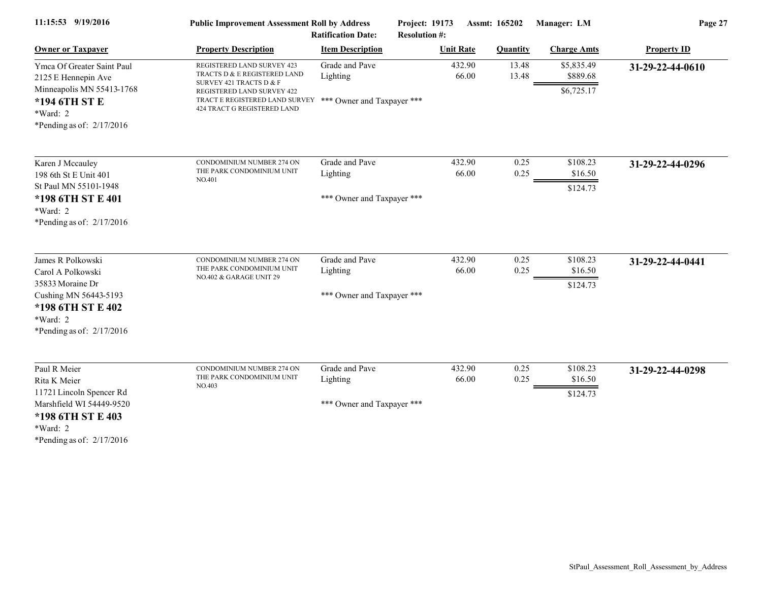**Public Improvement Assessment Roll by Address** — Project: 19173 — Assmt: 165202 — Manager: LM

Ratification Date: — Resolution #:

| Owner or Taxpayer | Property Description | Item Description | Unit Rate | Quantity | Charge Amts | Property ID |
|---|---|---|---|---|---|---|
| Ymca Of Greater Saint Paul<br>2125 E Hennepin Ave<br>Minneapolis MN 55413-1768<br>**\*194 6TH ST E**<br>\*Ward: 2<br>\*Pending as of: 2/17/2016 | REGISTERED LAND SURVEY 423 TRACTS D & E REGISTERED LAND SURVEY 421 TRACTS D & F REGISTERED LAND SURVEY 422 TRACT E REGISTERED LAND SURVEY 424 TRACT G REGISTERED LAND | Grade and Pave<br>Lighting<br>\*\*\* Owner and Taxpayer \*\*\* | 432.90<br>66.00 | 13.48<br>13.48 | $5,835.49<br>$889.68<br>$6,725.17 | **31-29-22-44-0610** |
| Karen J Mccauley<br>198 6th St E Unit 401<br>St Paul MN 55101-1948<br>**\*198 6TH ST E 401**<br>\*Ward: 2<br>\*Pending as of: 2/17/2016 | CONDOMINIUM NUMBER 274 ON THE PARK CONDOMINIUM UNIT NO.401 | Grade and Pave<br>Lighting<br>\*\*\* Owner and Taxpayer \*\*\* | 432.90<br>66.00 | 0.25<br>0.25 | $108.23<br>$16.50<br>$124.73 | **31-29-22-44-0296** |
| James R Polkowski<br>Carol A Polkowski<br>35833 Moraine Dr<br>Cushing MN 56443-5193<br>**\*198 6TH ST E 402**<br>\*Ward: 2<br>\*Pending as of: 2/17/2016 | CONDOMINIUM NUMBER 274 ON THE PARK CONDOMINIUM UNIT NO.402 & GARAGE UNIT 29 | Grade and Pave<br>Lighting<br>\*\*\* Owner and Taxpayer \*\*\* | 432.90<br>66.00 | 0.25<br>0.25 | $108.23<br>$16.50<br>$124.73 | **31-29-22-44-0441** |
| Paul R Meier<br>Rita K Meier<br>11721 Lincoln Spencer Rd<br>Marshfield WI 54449-9520<br>**\*198 6TH ST E 403**<br>\*Ward: 2<br>\*Pending as of: 2/17/2016 | CONDOMINIUM NUMBER 274 ON THE PARK CONDOMINIUM UNIT NO.403 | Grade and Pave<br>Lighting<br>\*\*\* Owner and Taxpayer \*\*\* | 432.90<br>66.00 | 0.25<br>0.25 | $108.23<br>$16.50<br>$124.73 | **31-29-22-44-0298** |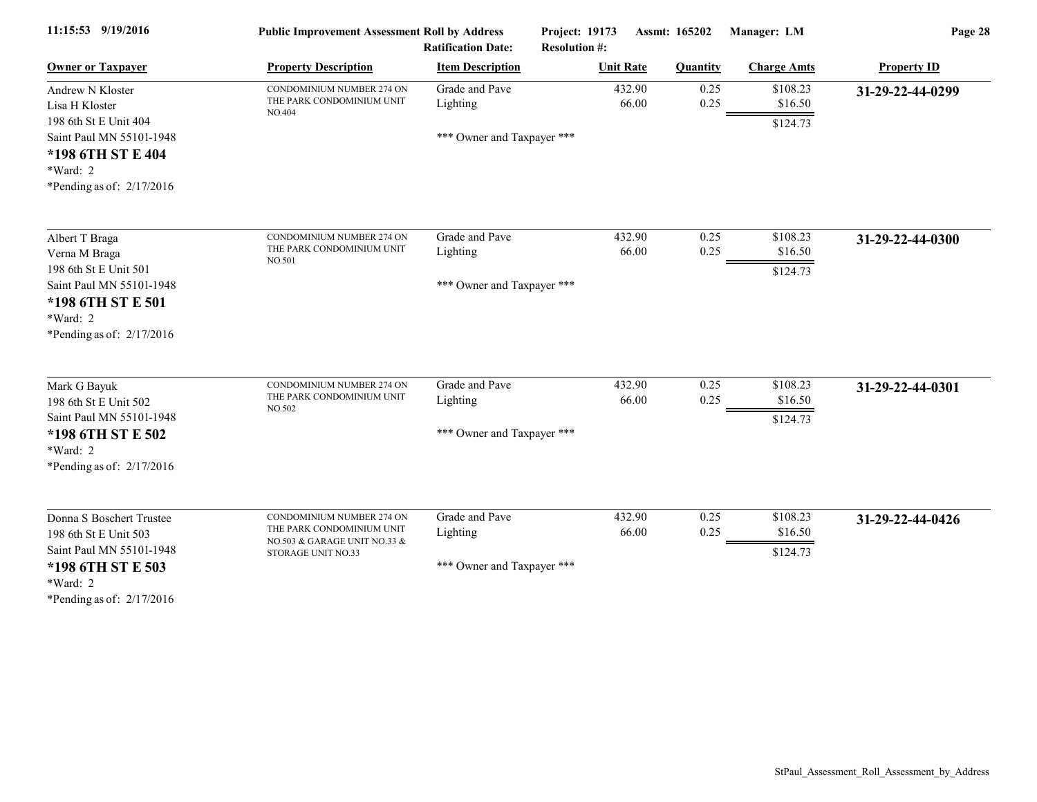Public Improvement Assessment Roll by Address

Ratification Date: Resolution #:

Project: 19173 Assmt: 165202 Manager: LM

| Owner or Taxpayer | Property Description | Item Description | Unit Rate | Quantity | Charge Amts | Property ID |
|---|---|---|---|---|---|---|
| Andrew N Kloster<br>Lisa H Kloster<br>198 6th St E Unit 404<br>Saint Paul MN 55101-1948<br>**\*198 6TH ST E 404**<br>\*Ward: 2<br>\*Pending as of: 2/17/2016 | CONDOMINIUM NUMBER 274 ON THE PARK CONDOMINIUM UNIT NO.404 | Grade and Pave<br>Lighting<br><br>\*\*\* Owner and Taxpayer \*\*\* | 432.90<br>66.00 | 0.25<br>0.25 | $108.23<br>$16.50<br>$124.73 | **31-29-22-44-0299** |
| Albert T Braga<br>Verna M Braga<br>198 6th St E Unit 501<br>Saint Paul MN 55101-1948<br>**\*198 6TH ST E 501**<br>\*Ward: 2<br>\*Pending as of: 2/17/2016 | CONDOMINIUM NUMBER 274 ON THE PARK CONDOMINIUM UNIT NO.501 | Grade and Pave<br>Lighting<br><br>\*\*\* Owner and Taxpayer \*\*\* | 432.90<br>66.00 | 0.25<br>0.25 | $108.23<br>$16.50<br>$124.73 | **31-29-22-44-0300** |
| Mark G Bayuk<br>198 6th St E Unit 502<br>Saint Paul MN 55101-1948<br>**\*198 6TH ST E 502**<br>\*Ward: 2<br>\*Pending as of: 2/17/2016 | CONDOMINIUM NUMBER 274 ON THE PARK CONDOMINIUM UNIT NO.502 | Grade and Pave<br>Lighting<br><br>\*\*\* Owner and Taxpayer \*\*\* | 432.90<br>66.00 | 0.25<br>0.25 | $108.23<br>$16.50<br>$124.73 | **31-29-22-44-0301** |
| Donna S Boschert Trustee<br>198 6th St E Unit 503<br>Saint Paul MN 55101-1948<br>**\*198 6TH ST E 503**<br>\*Ward: 2<br>\*Pending as of: 2/17/2016 | CONDOMINIUM NUMBER 274 ON THE PARK CONDOMINIUM UNIT NO.503 & GARAGE UNIT NO.33 & STORAGE UNIT NO.33 | Grade and Pave<br>Lighting<br><br>\*\*\* Owner and Taxpayer \*\*\* | 432.90<br>66.00 | 0.25<br>0.25 | $108.23<br>$16.50<br>$124.73 | **31-29-22-44-0426** |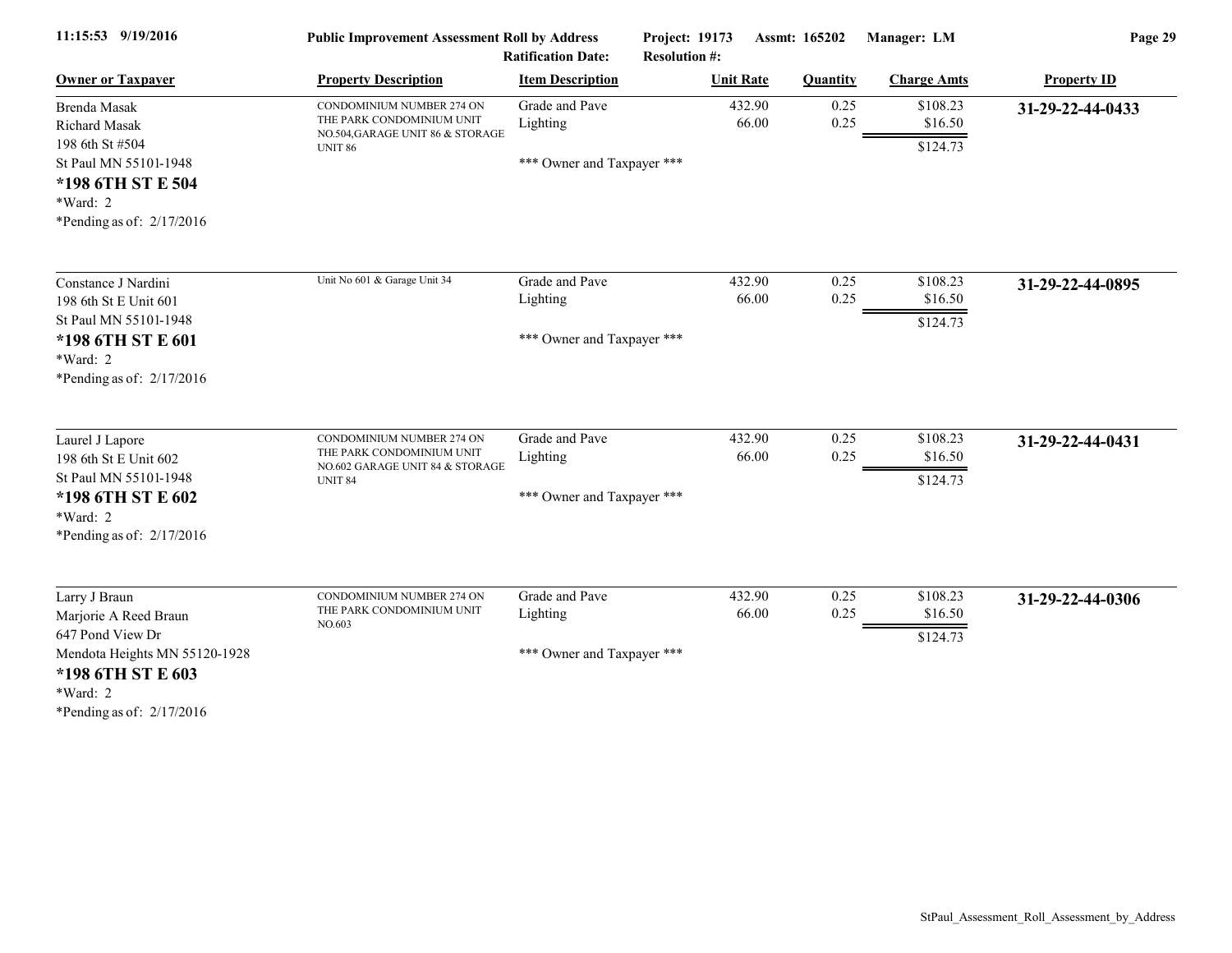| Owner or Taxpayer | Property Description | Item Description | Unit Rate | Quantity | Charge Amts | Property ID |
|---|---|---|---|---|---|---|
| Brenda Masak<br>Richard Masak<br>198 6th St #504<br>St Paul MN 55101-1948<br>**\*198 6TH ST E 504**<br>\*Ward: 2<br>\*Pending as of: 2/17/2016 | CONDOMINIUM NUMBER 274 ON THE PARK CONDOMINIUM UNIT NO.504,GARAGE UNIT 86 & STORAGE UNIT 86 | Grade and Pave<br>Lighting<br><br>\*\*\* Owner and Taxpayer \*\*\* | 432.90<br>66.00 | 0.25<br>0.25 | \$108.23<br>\$16.50<br>\$124.73 | **31-29-22-44-0433** |
| Constance J Nardini<br>198 6th St E Unit 601<br>St Paul MN 55101-1948<br>**\*198 6TH ST E 601**<br>\*Ward: 2<br>\*Pending as of: 2/17/2016 | Unit No 601 & Garage Unit 34 | Grade and Pave<br>Lighting<br><br>\*\*\* Owner and Taxpayer \*\*\* | 432.90<br>66.00 | 0.25<br>0.25 | \$108.23<br>\$16.50<br>\$124.73 | **31-29-22-44-0895** |
| Laurel J Lapore<br>198 6th St E Unit 602<br>St Paul MN 55101-1948<br>**\*198 6TH ST E 602**<br>\*Ward: 2<br>\*Pending as of: 2/17/2016 | CONDOMINIUM NUMBER 274 ON THE PARK CONDOMINIUM UNIT NO.602 GARAGE UNIT 84 & STORAGE UNIT 84 | Grade and Pave<br>Lighting<br><br>\*\*\* Owner and Taxpayer \*\*\* | 432.90<br>66.00 | 0.25<br>0.25 | \$108.23<br>\$16.50<br>\$124.73 | **31-29-22-44-0431** |
| Larry J Braun<br>Marjorie A Reed Braun<br>647 Pond View Dr<br>Mendota Heights MN 55120-1928<br>**\*198 6TH ST E 603**<br>\*Ward: 2<br>\*Pending as of: 2/17/2016 | CONDOMINIUM NUMBER 274 ON THE PARK CONDOMINIUM UNIT NO.603 | Grade and Pave<br>Lighting<br><br>\*\*\* Owner and Taxpayer \*\*\* | 432.90<br>66.00 | 0.25<br>0.25 | \$108.23<br>\$16.50<br>\$124.73 | **31-29-22-44-0306** |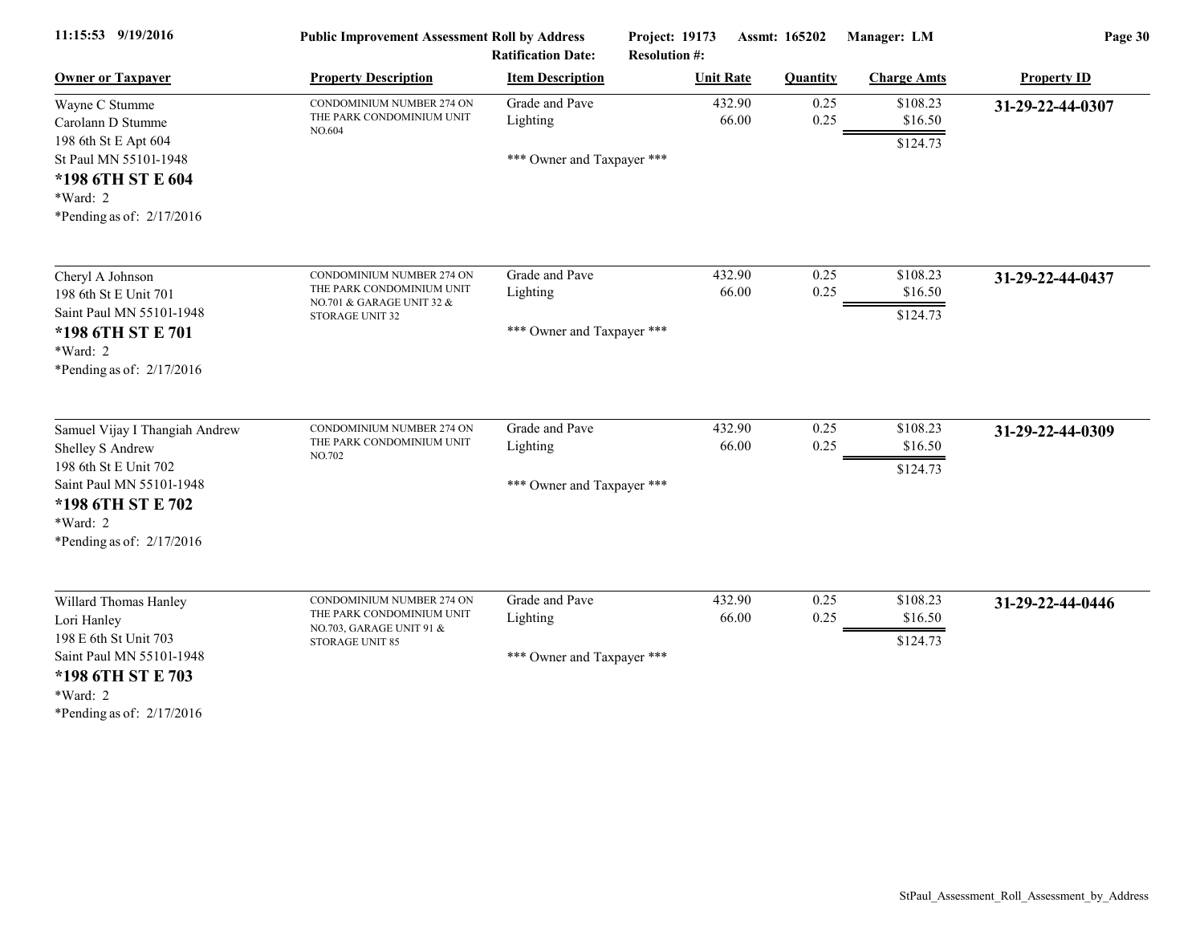| Owner or Taxpayer | Property Description | Item Description | Unit Rate | Quantity | Charge Amts | Property ID |
|---|---|---|---|---|---|---|
| Wayne C Stumme<br>Carolann D Stumme<br>198 6th St E Apt 604<br>St Paul MN 55101-1948<br>**\*198 6TH ST E 604**<br>\*Ward: 2<br>\*Pending as of: 2/17/2016 | CONDOMINIUM NUMBER 274 ON THE PARK CONDOMINIUM UNIT NO.604 | Grade and Pave<br>Lighting<br><br>\*\*\* Owner and Taxpayer \*\*\* | 432.90<br>66.00 | 0.25<br>0.25 | $108.23<br>$16.50<br>$124.73 | **31-29-22-44-0307** |
| Cheryl A Johnson<br>198 6th St E Unit 701<br>Saint Paul MN 55101-1948<br>**\*198 6TH ST E 701**<br>\*Ward: 2<br>\*Pending as of: 2/17/2016 | CONDOMINIUM NUMBER 274 ON THE PARK CONDOMINIUM UNIT NO.701 & GARAGE UNIT 32 & STORAGE UNIT 32 | Grade and Pave<br>Lighting<br><br>\*\*\* Owner and Taxpayer \*\*\* | 432.90<br>66.00 | 0.25<br>0.25 | $108.23<br>$16.50<br>$124.73 | **31-29-22-44-0437** |
| Samuel Vijay I Thangiah Andrew<br>Shelley S Andrew<br>198 6th St E Unit 702<br>Saint Paul MN 55101-1948<br>**\*198 6TH ST E 702**<br>\*Ward: 2<br>\*Pending as of: 2/17/2016 | CONDOMINIUM NUMBER 274 ON THE PARK CONDOMINIUM UNIT NO.702 | Grade and Pave<br>Lighting<br><br>\*\*\* Owner and Taxpayer \*\*\* | 432.90<br>66.00 | 0.25<br>0.25 | $108.23<br>$16.50<br>$124.73 | **31-29-22-44-0309** |
| Willard Thomas Hanley<br>Lori Hanley<br>198 E 6th St Unit 703<br>Saint Paul MN 55101-1948<br>**\*198 6TH ST E 703**<br>\*Ward: 2<br>\*Pending as of: 2/17/2016 | CONDOMINIUM NUMBER 274 ON THE PARK CONDOMINIUM UNIT NO.703, GARAGE UNIT 91 & STORAGE UNIT 85 | Grade and Pave<br>Lighting<br><br>\*\*\* Owner and Taxpayer \*\*\* | 432.90<br>66.00 | 0.25<br>0.25 | $108.23<br>$16.50<br>$124.73 | **31-29-22-44-0446** |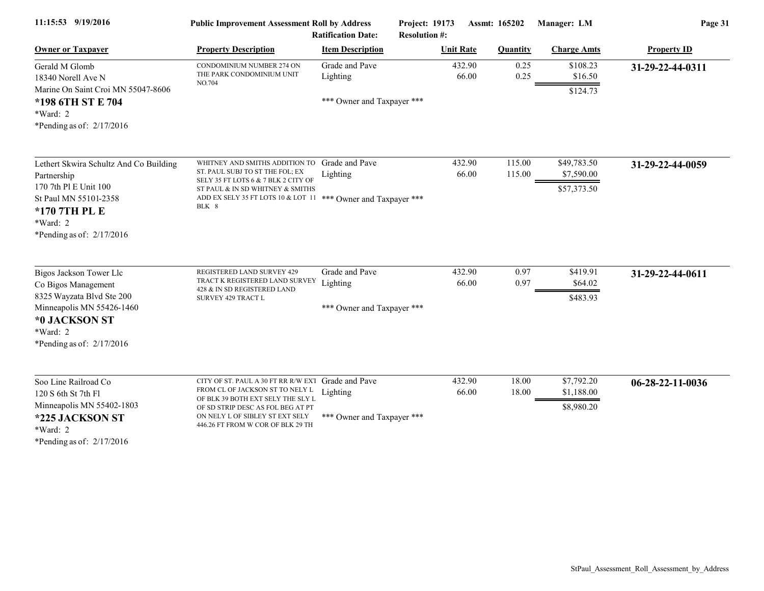**Public Improvement Assessment Roll by Address** | Project: 19173 | Assmt: 165202 | Manager: LM

Ratification Date: | Resolution #:

| Owner or Taxpayer | Property Description | Item Description | Unit Rate | Quantity | Charge Amts | Property ID |
|---|---|---|---|---|---|---|
| Gerald M Glomb<br>18340 Norell Ave N<br>Marine On Saint Croi MN 55047-8606<br>**\*198 6TH ST E 704**<br>\*Ward: 2<br>\*Pending as of: 2/17/2016 | CONDOMINIUM NUMBER 274 ON THE PARK CONDOMINIUM UNIT NO.704 | Grade and Pave<br>Lighting<br><br>\*\*\* Owner and Taxpayer \*\*\* | 432.90<br>66.00 | 0.25<br>0.25 | $108.23<br>$16.50<br>$124.73 | **31-29-22-44-0311** |
| Lethert Skwira Schultz And Co Building Partnership<br>170 7th Pl E Unit 100<br>St Paul MN 55101-2358<br>**\*170 7TH PL E**<br>\*Ward: 2<br>\*Pending as of: 2/17/2016 | WHITNEY AND SMITHS ADDITION TO ST. PAUL SUBJ TO ST THE FOL; EX SELY 35 FT LOTS 6 & 7 BLK 2 CITY OF ST PAUL & IN SD WHITNEY & SMITHS ADD EX SELY 35 FT LOTS 10 & LOT 11 BLK 8 | Grade and Pave<br>Lighting<br><br>\*\*\* Owner and Taxpayer \*\*\* | 432.90<br>66.00 | 115.00<br>115.00 | $49,783.50<br>$7,590.00<br>$57,373.50 | **31-29-22-44-0059** |
| Bigos Jackson Tower Llc<br>Co Bigos Management<br>8325 Wayzata Blvd Ste 200<br>Minneapolis MN 55426-1460<br>**\*0 JACKSON ST**<br>\*Ward: 2<br>\*Pending as of: 2/17/2016 | REGISTERED LAND SURVEY 429 TRACT K REGISTERED LAND SURVEY 428 & IN SD REGISTERED LAND SURVEY 429 TRACT L | Grade and Pave<br>Lighting<br><br>\*\*\* Owner and Taxpayer \*\*\* | 432.90<br>66.00 | 0.97<br>0.97 | $419.91<br>$64.02<br>$483.93 | **31-29-22-44-0611** |
| Soo Line Railroad Co<br>120 S 6th St 7th Fl<br>Minneapolis MN 55402-1803<br>**\*225 JACKSON ST**<br>\*Ward: 2<br>\*Pending as of: 2/17/2016 | CITY OF ST. PAUL A 30 FT RR R/W EXT FROM CL OF JACKSON ST TO NELY L OF BLK 39 BOTH EXT SELY THE SLY L OF SD STRIP DESC AS FOL BEG AT PT ON NELY L OF SIBLEY ST EXT SELY 446.26 FT FROM W COR OF BLK 29 TH | Grade and Pave<br>Lighting<br><br>\*\*\* Owner and Taxpayer \*\*\* | 432.90<br>66.00 | 18.00<br>18.00 | $7,792.20<br>$1,188.00<br>$8,980.20 | **06-28-22-11-0036** |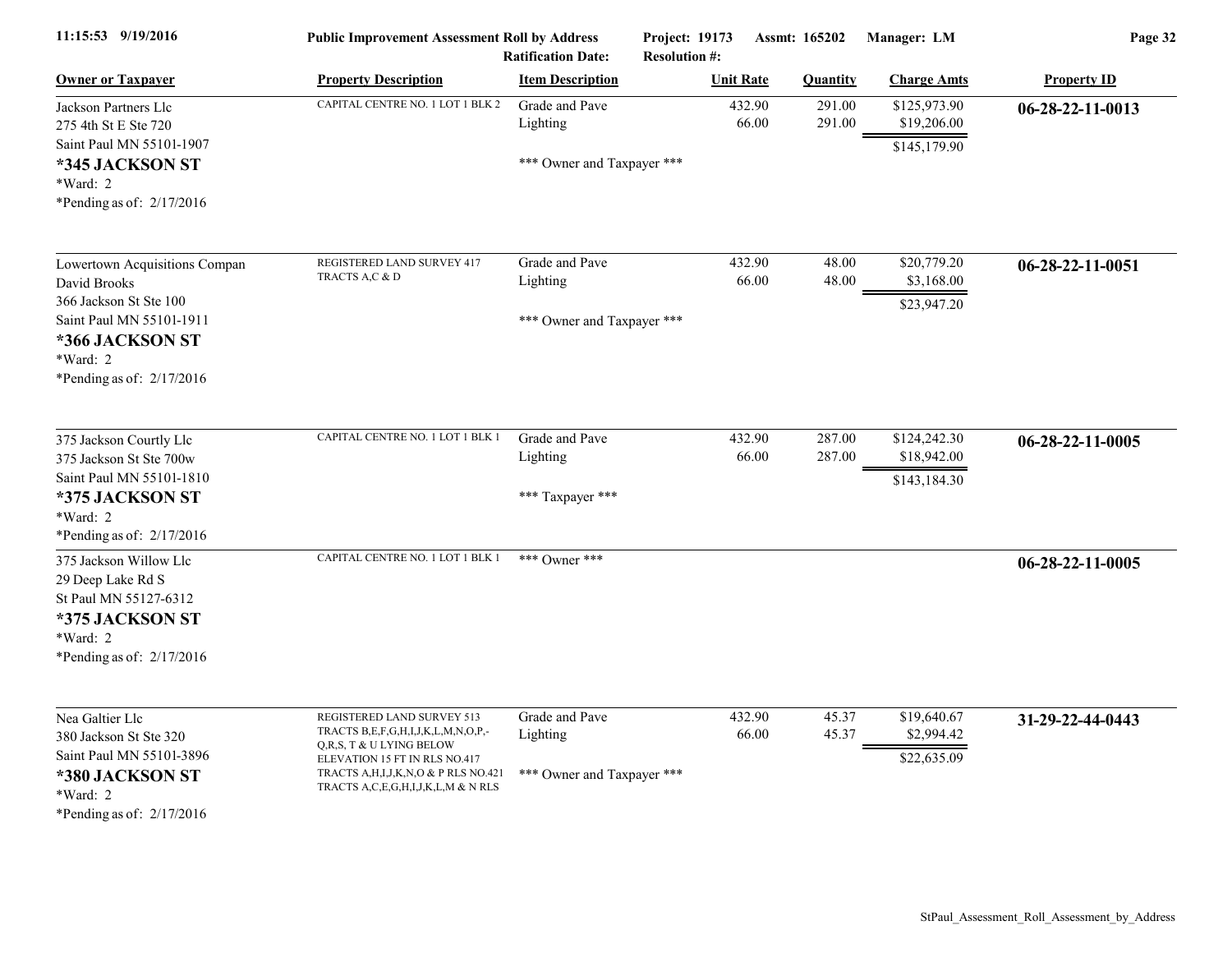| Owner or Taxpayer | Property Description | Item Description | Unit Rate | Quantity | Charge Amts | Property ID |
|---|---|---|---|---|---|---|
| Jackson Partners Llc<br>275 4th St E Ste 720<br>Saint Paul MN 55101-1907<br>**\*345 JACKSON ST**<br>\*Ward: 2<br>\*Pending as of: 2/17/2016 | CAPITAL CENTRE NO. 1 LOT 1 BLK 2 | Grade and Pave<br>Lighting<br><br>\*\*\* Owner and Taxpayer \*\*\* | 432.90<br>66.00 | 291.00<br>291.00 | $125,973.90<br>$19,206.00<br>$145,179.90 | **06-28-22-11-0013** |
| Lowertown Acquisitions Compan<br>David Brooks<br>366 Jackson St Ste 100<br>Saint Paul MN 55101-1911<br>**\*366 JACKSON ST**<br>\*Ward: 2<br>\*Pending as of: 2/17/2016 | REGISTERED LAND SURVEY 417 TRACTS A,C & D | Grade and Pave<br>Lighting<br><br>\*\*\* Owner and Taxpayer \*\*\* | 432.90<br>66.00 | 48.00<br>48.00 | $20,779.20<br>$3,168.00<br>$23,947.20 | **06-28-22-11-0051** |
| 375 Jackson Courtly Llc<br>375 Jackson St Ste 700w<br>Saint Paul MN 55101-1810<br>**\*375 JACKSON ST**<br>\*Ward: 2<br>\*Pending as of: 2/17/2016 | CAPITAL CENTRE NO. 1 LOT 1 BLK 1 | Grade and Pave<br>Lighting<br><br>\*\*\* Taxpayer \*\*\* | 432.90<br>66.00 | 287.00<br>287.00 | $124,242.30<br>$18,942.00<br>$143,184.30 | **06-28-22-11-0005** |
| 375 Jackson Willow Llc<br>29 Deep Lake Rd S<br>St Paul MN 55127-6312<br>**\*375 JACKSON ST**<br>\*Ward: 2<br>\*Pending as of: 2/17/2016 | CAPITAL CENTRE NO. 1 LOT 1 BLK 1 | \*\*\* Owner \*\*\* | | | | **06-28-22-11-0005** |
| Nea Galtier Llc<br>380 Jackson St Ste 320<br>Saint Paul MN 55101-3896<br>**\*380 JACKSON ST**<br>\*Ward: 2<br>\*Pending as of: 2/17/2016 | REGISTERED LAND SURVEY 513 TRACTS B,E,F,G,H,I,J,K,L,M,N,O,P,-Q,R,S, T & U LYING BELOW ELEVATION 15 FT IN RLS NO.417 TRACTS A,H,I,J,K,N,O & P RLS NO.421 TRACTS A,C,E,G,H,I,J,K,L,M & N RLS | Grade and Pave<br>Lighting<br><br>\*\*\* Owner and Taxpayer \*\*\* | 432.90<br>66.00 | 45.37<br>45.37 | $19,640.67<br>$2,994.42<br>$22,635.09 | **31-29-22-44-0443** |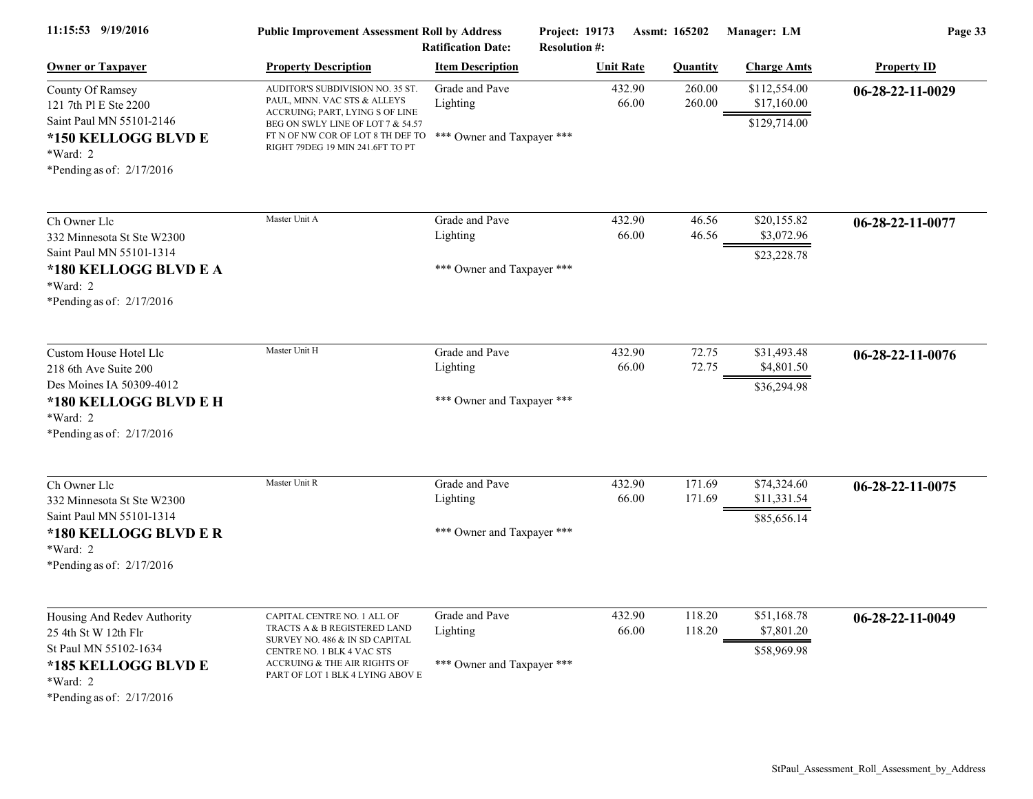| Owner or Taxpayer | Property Description | Item Description | Unit Rate | Quantity | Charge Amts | Property ID |
|---|---|---|---|---|---|---|
| County Of Ramsey<br>121 7th Pl E Ste 2200<br>Saint Paul MN 55101-2146<br>**\*150 KELLOGG BLVD E**<br>\*Ward: 2<br>\*Pending as of: 2/17/2016 | AUDITOR'S SUBDIVISION NO. 35 ST. PAUL, MINN. VAC STS & ALLEYS ACCRUING; PART, LYING S OF LINE BEG ON SWLY LINE OF LOT 7 & 54.57 FT N OF NW COR OF LOT 8 TH DEF TO RIGHT 79DEG 19 MIN 241.6FT TO PT | Grade and Pave<br>Lighting<br>\*\*\* Owner and Taxpayer \*\*\* | 432.90<br>66.00 | 260.00<br>260.00 | $112,554.00<br>$17,160.00<br>$129,714.00 | **06-28-22-11-0029** |
| Ch Owner Llc<br>332 Minnesota St Ste W2300<br>Saint Paul MN 55101-1314<br>**\*180 KELLOGG BLVD E A**<br>\*Ward: 2<br>\*Pending as of: 2/17/2016 | Master Unit A | Grade and Pave<br>Lighting<br>\*\*\* Owner and Taxpayer \*\*\* | 432.90<br>66.00 | 46.56<br>46.56 | $20,155.82<br>$3,072.96<br>$23,228.78 | **06-28-22-11-0077** |
| Custom House Hotel Llc<br>218 6th Ave Suite 200<br>Des Moines IA 50309-4012<br>**\*180 KELLOGG BLVD E H**<br>\*Ward: 2<br>\*Pending as of: 2/17/2016 | Master Unit H | Grade and Pave<br>Lighting<br>\*\*\* Owner and Taxpayer \*\*\* | 432.90<br>66.00 | 72.75<br>72.75 | $31,493.48<br>$4,801.50<br>$36,294.98 | **06-28-22-11-0076** |
| Ch Owner Llc<br>332 Minnesota St Ste W2300<br>Saint Paul MN 55101-1314<br>**\*180 KELLOGG BLVD E R**<br>\*Ward: 2<br>\*Pending as of: 2/17/2016 | Master Unit R | Grade and Pave<br>Lighting<br>\*\*\* Owner and Taxpayer \*\*\* | 432.90<br>66.00 | 171.69<br>171.69 | $74,324.60<br>$11,331.54<br>$85,656.14 | **06-28-22-11-0075** |
| Housing And Redev Authority<br>25 4th St W 12th Flr<br>St Paul MN 55102-1634<br>**\*185 KELLOGG BLVD E**<br>\*Ward: 2<br>\*Pending as of: 2/17/2016 | CAPITAL CENTRE NO. 1 ALL OF TRACTS A & B REGISTERED LAND SURVEY NO. 486 & IN SD CAPITAL CENTRE NO. 1 BLK 4 VAC STS ACCRUING & THE AIR RIGHTS OF PART OF LOT 1 BLK 4 LYING ABOV E | Grade and Pave<br>Lighting<br>\*\*\* Owner and Taxpayer \*\*\* | 432.90<br>66.00 | 118.20<br>118.20 | $51,168.78<br>$7,801.20<br>$58,969.98 | **06-28-22-11-0049** |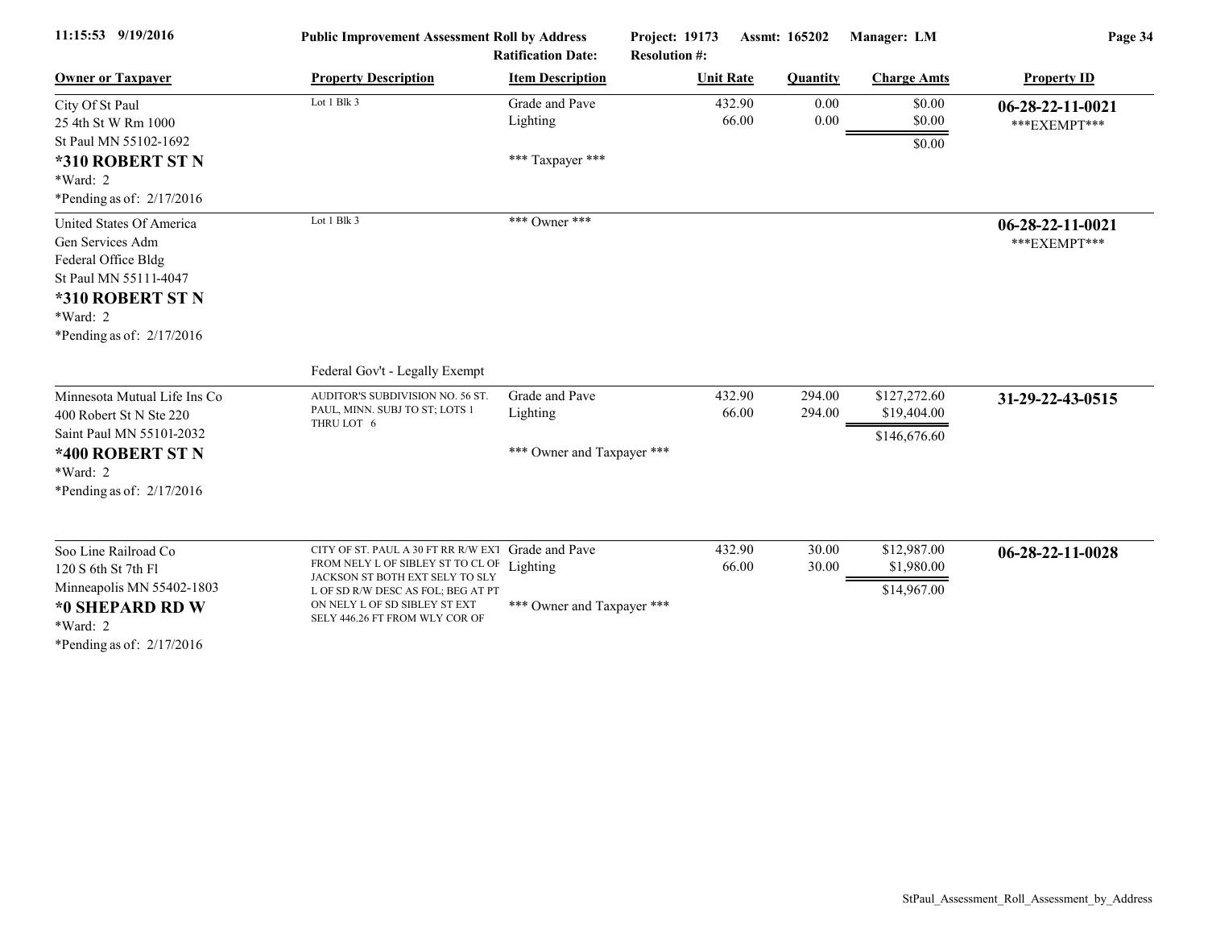Public Improvement Assessment Roll by Address — Ratification Date: — Project: 19173 — Assmt: 165202 — Resolution #: — Manager: LM

| Owner or Taxpayer | Property Description | Item Description | Unit Rate | Quantity | Charge Amts | Property ID |
|---|---|---|---|---|---|---|
| City Of St Paul<br>25 4th St W Rm 1000<br>St Paul MN 55102-1692<br>**\*310 ROBERT ST N**<br>\*Ward: 2<br>\*Pending as of: 2/17/2016 | Lot 1 Blk 3 | Grade and Pave<br>Lighting<br><br>\*\*\* Taxpayer \*\*\* | 432.90<br>66.00 | 0.00<br>0.00 | \$0.00<br>\$0.00<br>\$0.00 | **06-28-22-11-0021**<br>\*\*\*EXEMPT\*\*\* |
| United States Of America<br>Gen Services Adm<br>Federal Office Bldg<br>St Paul MN 55111-4047<br>**\*310 ROBERT ST N**<br>\*Ward: 2<br>\*Pending as of: 2/17/2016 | Lot 1 Blk 3<br><br>Federal Gov't - Legally Exempt | \*\*\* Owner \*\*\* | | | | **06-28-22-11-0021**<br>\*\*\*EXEMPT\*\*\* |
| Minnesota Mutual Life Ins Co<br>400 Robert St N Ste 220<br>Saint Paul MN 55101-2032<br>**\*400 ROBERT ST N**<br>\*Ward: 2<br>\*Pending as of: 2/17/2016 | AUDITOR'S SUBDIVISION NO. 56 ST. PAUL, MINN. SUBJ TO ST; LOTS 1 THRU LOT 6 | Grade and Pave<br>Lighting<br><br>\*\*\* Owner and Taxpayer \*\*\* | 432.90<br>66.00 | 294.00<br>294.00 | \$127,272.60<br>\$19,404.00<br>\$146,676.60 | **31-29-22-43-0515** |
| Soo Line Railroad Co<br>120 S 6th St 7th Fl<br>Minneapolis MN 55402-1803<br>**\*0 SHEPARD RD W**<br>\*Ward: 2<br>\*Pending as of: 2/17/2016 | CITY OF ST. PAUL A 30 FT RR R/W EXT FROM NELY L OF SIBLEY ST TO CL OF JACKSON ST BOTH EXT SELY TO SLY L OF SD R/W DESC AS FOL; BEG AT PT ON NELY L OF SD SIBLEY ST EXT SELY 446.26 FT FROM WLY COR OF | Grade and Pave<br>Lighting<br><br>\*\*\* Owner and Taxpayer \*\*\* | 432.90<br>66.00 | 30.00<br>30.00 | \$12,987.00<br>\$1,980.00<br>\$14,967.00 | **06-28-22-11-0028** |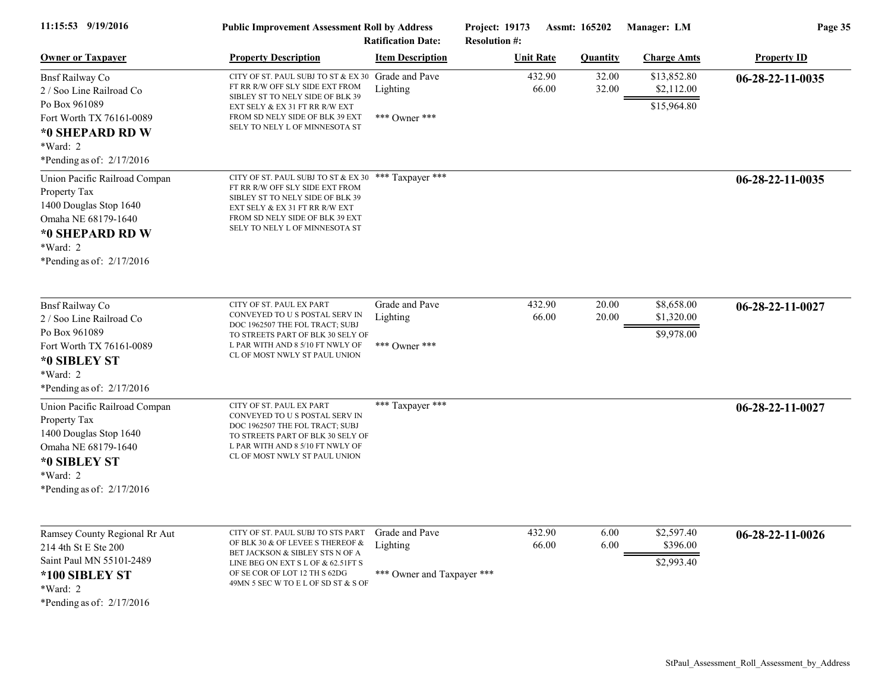| Owner or Taxpayer | Property Description | Item Description | Unit Rate | Quantity | Charge Amts | Property ID |
|---|---|---|---|---|---|---|
| Bnsf Railway Co<br>2 / Soo Line Railroad Co<br>Po Box 961089<br>Fort Worth TX 76161-0089<br>**\*0 SHEPARD RD W**<br>\*Ward: 2<br>\*Pending as of: 2/17/2016 | CITY OF ST. PAUL SUBJ TO ST & EX 30 FT RR R/W OFF SLY SIDE EXT FROM SIBLEY ST TO NELY SIDE OF BLK 39 EXT SELY & EX 31 FT RR R/W EXT FROM SD NELY SIDE OF BLK 39 EXT SELY TO NELY L OF MINNESOTA ST | Grade and Pave<br>Lighting<br>\*\*\* Owner \*\*\* | 432.90<br>66.00 | 32.00<br>32.00 | $13,852.80<br>$2,112.00<br>$15,964.80 | **06-28-22-11-0035** |
| Union Pacific Railroad Compan<br>Property Tax<br>1400 Douglas Stop 1640<br>Omaha NE 68179-1640<br>**\*0 SHEPARD RD W**<br>\*Ward: 2<br>\*Pending as of: 2/17/2016 | CITY OF ST. PAUL SUBJ TO ST & EX 30 FT RR R/W OFF SLY SIDE EXT FROM SIBLEY ST TO NELY SIDE OF BLK 39 EXT SELY & EX 31 FT RR R/W EXT FROM SD NELY SIDE OF BLK 39 EXT SELY TO NELY L OF MINNESOTA ST | \*\*\* Taxpayer \*\*\* | | | | **06-28-22-11-0035** |
| Bnsf Railway Co<br>2 / Soo Line Railroad Co<br>Po Box 961089<br>Fort Worth TX 76161-0089<br>**\*0 SIBLEY ST**<br>\*Ward: 2<br>\*Pending as of: 2/17/2016 | CITY OF ST. PAUL EX PART CONVEYED TO U S POSTAL SERV IN DOC 1962507 THE FOL TRACT; SUBJ TO STREETS PART OF BLK 30 SELY OF L PAR WITH AND 8 5/10 FT NWLY OF CL OF MOST NWLY ST PAUL UNION | Grade and Pave<br>Lighting<br>\*\*\* Owner \*\*\* | 432.90<br>66.00 | 20.00<br>20.00 | $8,658.00<br>$1,320.00<br>$9,978.00 | **06-28-22-11-0027** |
| Union Pacific Railroad Compan<br>Property Tax<br>1400 Douglas Stop 1640<br>Omaha NE 68179-1640<br>**\*0 SIBLEY ST**<br>\*Ward: 2<br>\*Pending as of: 2/17/2016 | CITY OF ST. PAUL EX PART CONVEYED TO U S POSTAL SERV IN DOC 1962507 THE FOL TRACT; SUBJ TO STREETS PART OF BLK 30 SELY OF L PAR WITH AND 8 5/10 FT NWLY OF CL OF MOST NWLY ST PAUL UNION | \*\*\* Taxpayer \*\*\* | | | | **06-28-22-11-0027** |
| Ramsey County Regional Rr Aut<br>214 4th St E Ste 200<br>Saint Paul MN 55101-2489<br>**\*100 SIBLEY ST**<br>\*Ward: 2<br>\*Pending as of: 2/17/2016 | CITY OF ST. PAUL SUBJ TO STS PART OF BLK 30 & OF LEVEE S THEREOF & BET JACKSON & SIBLEY STS N OF A LINE BEG ON EXT S L OF & 62.51FT S OF SE COR OF LOT 12 TH S 62DG 49MN 5 SEC W TO E L OF SD ST & S OF | Grade and Pave<br>Lighting<br>\*\*\* Owner and Taxpayer \*\*\* | 432.90<br>66.00 | 6.00<br>6.00 | $2,597.40<br>$396.00<br>$2,993.40 | **06-28-22-11-0026** |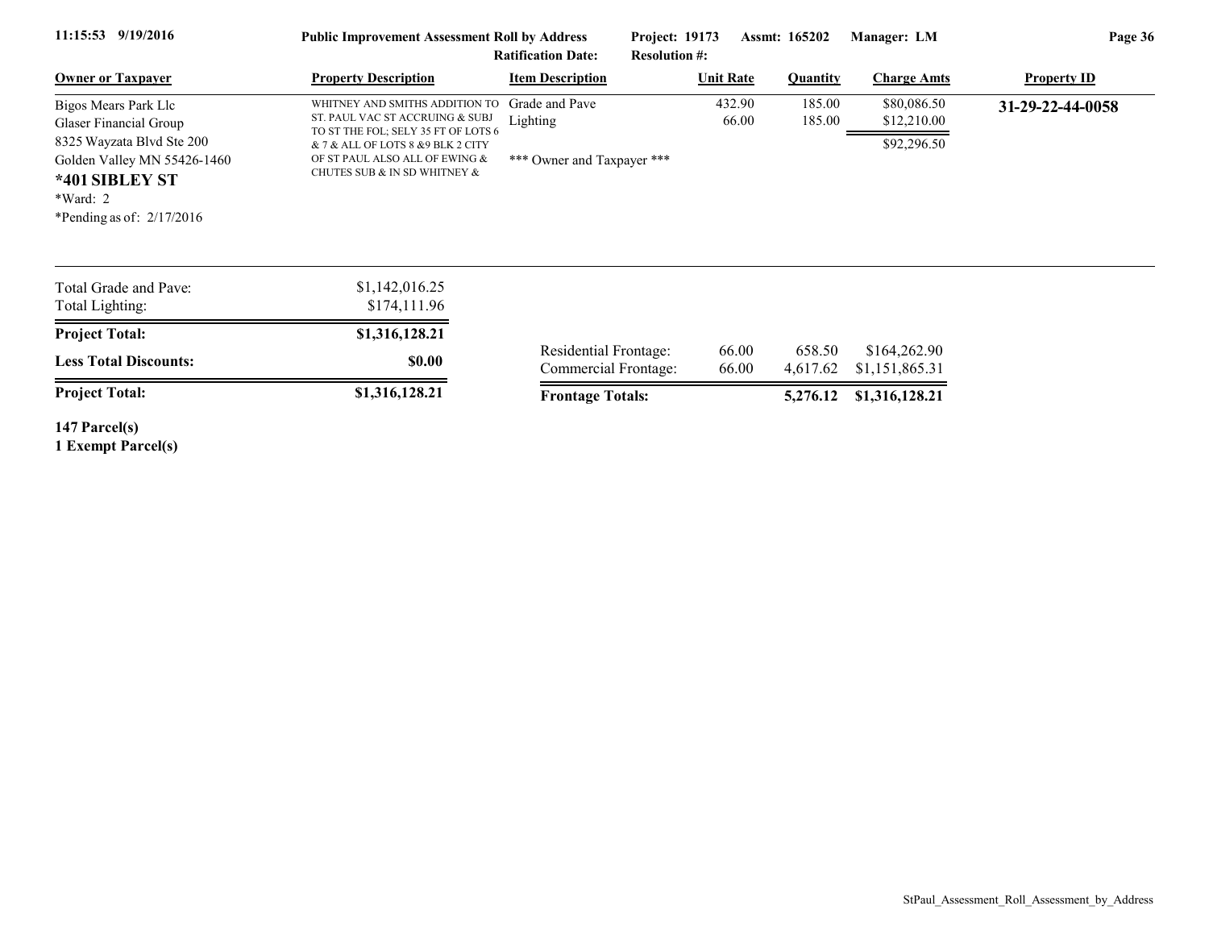| Owner or Taxpayer | Property Description | Item Description | Unit Rate | Quantity | Charge Amts | Property ID |
|---|---|---|---|---|---|---|
| Bigos Mears Park Llc<br>Glaser Financial Group<br>8325 Wayzata Blvd Ste 200<br>Golden Valley MN 55426-1460<br>**\*401 SIBLEY ST**<br>\*Ward: 2<br>\*Pending as of: 2/17/2016 | WHITNEY AND SMITHS ADDITION TO ST. PAUL VAC ST ACCRUING & SUBJ TO ST THE FOL; SELY 35 FT OF LOTS 6 & 7 & ALL OF LOTS 8 &9 BLK 2 CITY OF ST PAUL ALSO ALL OF EWING & CHUTES SUB & IN SD WHITNEY & | Grade and Pave<br>Lighting<br><br>\*\*\* Owner and Taxpayer \*\*\* | 432.90<br>66.00 | 185.00<br>185.00 | $80,086.50<br>$12,210.00<br>$92,296.50 | **31-29-22-44-0058** |

| | |
|---|---|
| Total Grade and Pave: | $1,142,016.25 |
| Total Lighting: | $174,111.96 |
| **Project Total:** | **$1,316,128.21** |
| **Less Total Discounts:** | **$0.00** |
| **Project Total:** | **$1,316,128.21** |

| | | | |
|---|---|---|---|
| Residential Frontage: | 66.00 | 658.50 | $164,262.90 |
| Commercial Frontage: | 66.00 | 4,617.62 | $1,151,865.31 |
| **Frontage Totals:** | | **5,276.12** | **$1,316,128.21** |

**147 Parcel(s)**
**1 Exempt Parcel(s)**